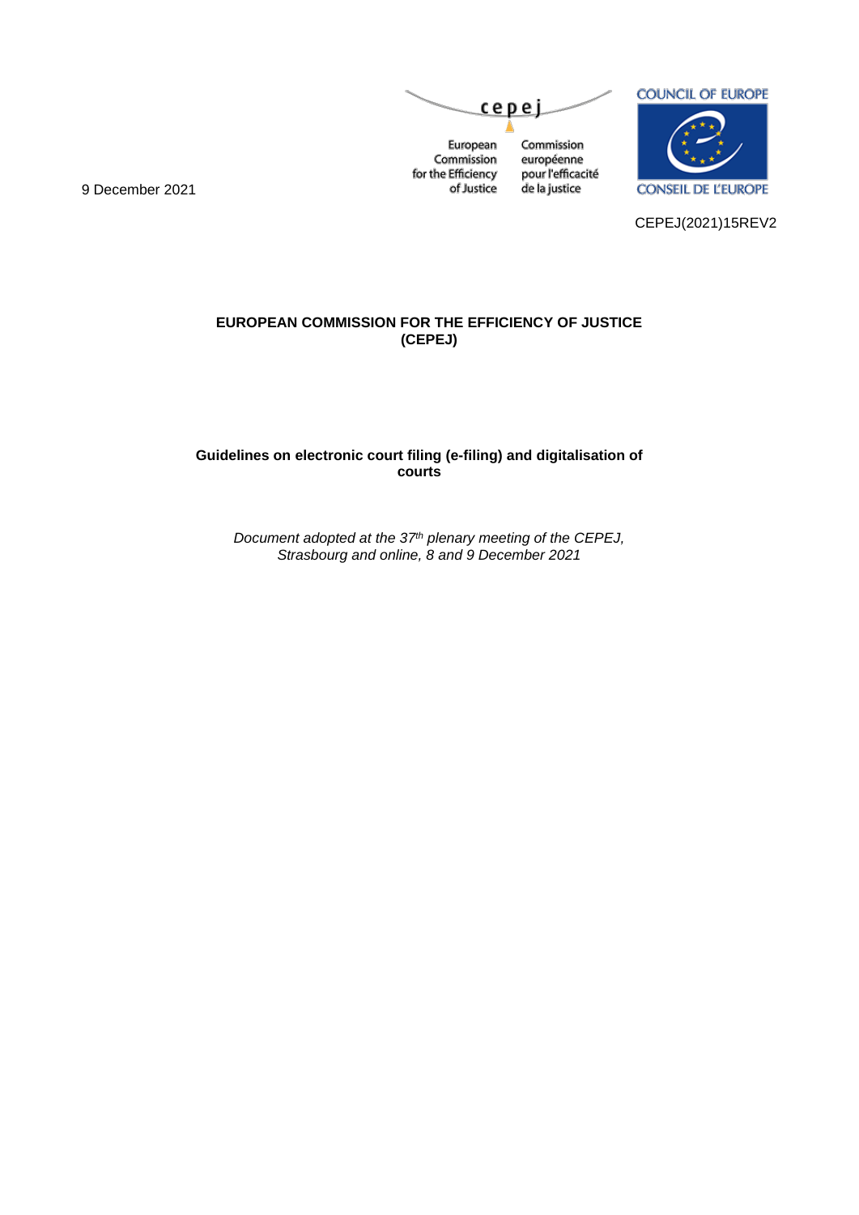cepej

European Commission for the Efficiency of Justice

Commission européenne pour l'efficacité de la justice

COUNCIL OF EUROPE

CONSEIL DE L'EUROPE

9 December 2021

CEPEJ(2021)15REV2

**EUROPEAN COMMISSION FOR THE EFFICIENCY OF JUSTICE (CEPEJ)**

# Guidelines on electronic court filing (e-filing) and digitalisation of courts

*Document adopted at the 37th plenary meeting of the CEPEJ, Strasbourg and online, 8 and 9 December 2021*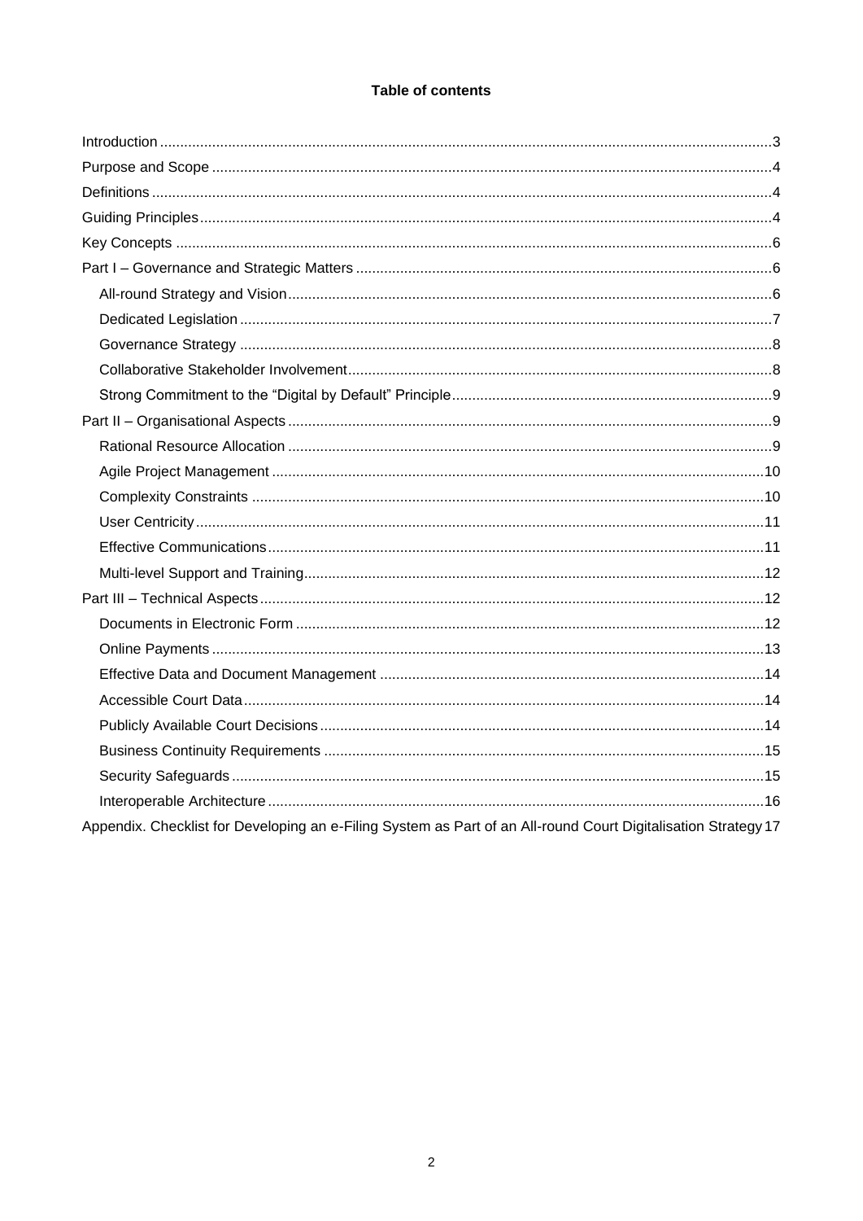**Table of contents**

- Introduction ... 3
- Purpose and Scope ... 4
- Definitions ... 4
- Guiding Principles ... 4
- Key Concepts ... 6
- Part I – Governance and Strategic Matters ... 6
  - All-round Strategy and Vision ... 6
  - Dedicated Legislation ... 7
  - Governance Strategy ... 8
  - Collaborative Stakeholder Involvement ... 8
  - Strong Commitment to the "Digital by Default" Principle ... 9
- Part II – Organisational Aspects ... 9
  - Rational Resource Allocation ... 9
  - Agile Project Management ... 10
  - Complexity Constraints ... 10
  - User Centricity ... 11
  - Effective Communications ... 11
  - Multi-level Support and Training ... 12
- Part III – Technical Aspects ... 12
  - Documents in Electronic Form ... 12
  - Online Payments ... 13
  - Effective Data and Document Management ... 14
  - Accessible Court Data ... 14
  - Publicly Available Court Decisions ... 14
  - Business Continuity Requirements ... 15
  - Security Safeguards ... 15
  - Interoperable Architecture ... 16
- Appendix. Checklist for Developing an e-Filing System as Part of an All-round Court Digitalisation Strategy 17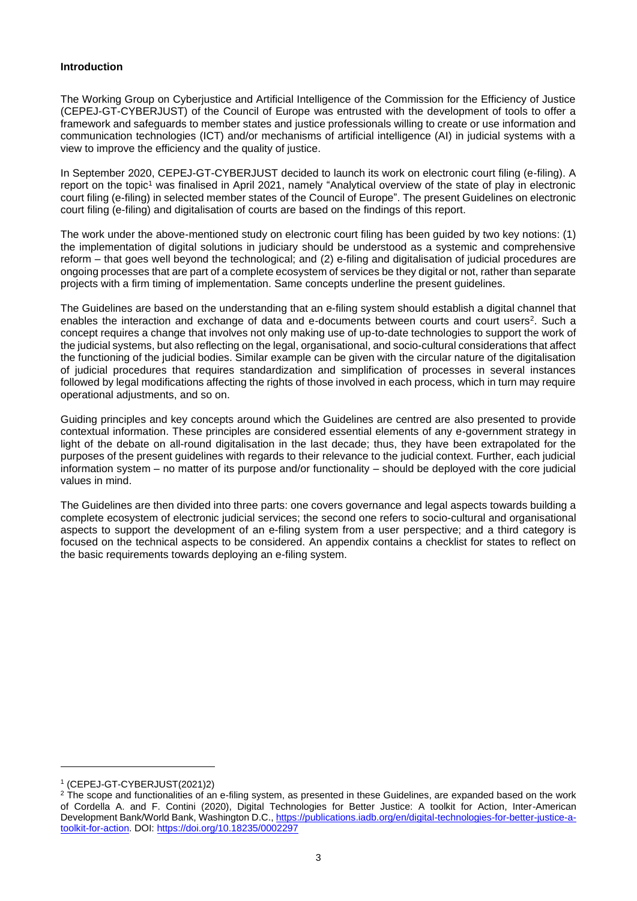**Introduction**

The Working Group on Cyberjustice and Artificial Intelligence of the Commission for the Efficiency of Justice (CEPEJ-GT-CYBERJUST) of the Council of Europe was entrusted with the development of tools to offer a framework and safeguards to member states and justice professionals willing to create or use information and communication technologies (ICT) and/or mechanisms of artificial intelligence (AI) in judicial systems with a view to improve the efficiency and the quality of justice.

In September 2020, CEPEJ-GT-CYBERJUST decided to launch its work on electronic court filing (e-filing). A report on the topic[1] was finalised in April 2021, namely "Analytical overview of the state of play in electronic court filing (e-filing) in selected member states of the Council of Europe". The present Guidelines on electronic court filing (e-filing) and digitalisation of courts are based on the findings of this report.

The work under the above-mentioned study on electronic court filing has been guided by two key notions: (1) the implementation of digital solutions in judiciary should be understood as a systemic and comprehensive reform – that goes well beyond the technological; and (2) e-filing and digitalisation of judicial procedures are ongoing processes that are part of a complete ecosystem of services be they digital or not, rather than separate projects with a firm timing of implementation. Same concepts underline the present guidelines.

The Guidelines are based on the understanding that an e-filing system should establish a digital channel that enables the interaction and exchange of data and e-documents between courts and court users[2]. Such a concept requires a change that involves not only making use of up-to-date technologies to support the work of the judicial systems, but also reflecting on the legal, organisational, and socio-cultural considerations that affect the functioning of the judicial bodies. Similar example can be given with the circular nature of the digitalisation of judicial procedures that requires standardization and simplification of processes in several instances followed by legal modifications affecting the rights of those involved in each process, which in turn may require operational adjustments, and so on.

Guiding principles and key concepts around which the Guidelines are centred are also presented to provide contextual information. These principles are considered essential elements of any e-government strategy in light of the debate on all-round digitalisation in the last decade; thus, they have been extrapolated for the purposes of the present guidelines with regards to their relevance to the judicial context. Further, each judicial information system – no matter of its purpose and/or functionality – should be deployed with the core judicial values in mind.

The Guidelines are then divided into three parts: one covers governance and legal aspects towards building a complete ecosystem of electronic judicial services; the second one refers to socio-cultural and organisational aspects to support the development of an e-filing system from a user perspective; and a third category is focused on the technical aspects to be considered. An appendix contains a checklist for states to reflect on the basic requirements towards deploying an e-filing system.

---

[1] (CEPEJ-GT-CYBERJUST(2021)2)

[2] The scope and functionalities of an e-filing system, as presented in these Guidelines, are expanded based on the work of Cordella A. and F. Contini (2020), Digital Technologies for Better Justice: A toolkit for Action, Inter-American Development Bank/World Bank, Washington D.C., https://publications.iadb.org/en/digital-technologies-for-better-justice-a-toolkit-for-action. DOI: https://doi.org/10.18235/0002297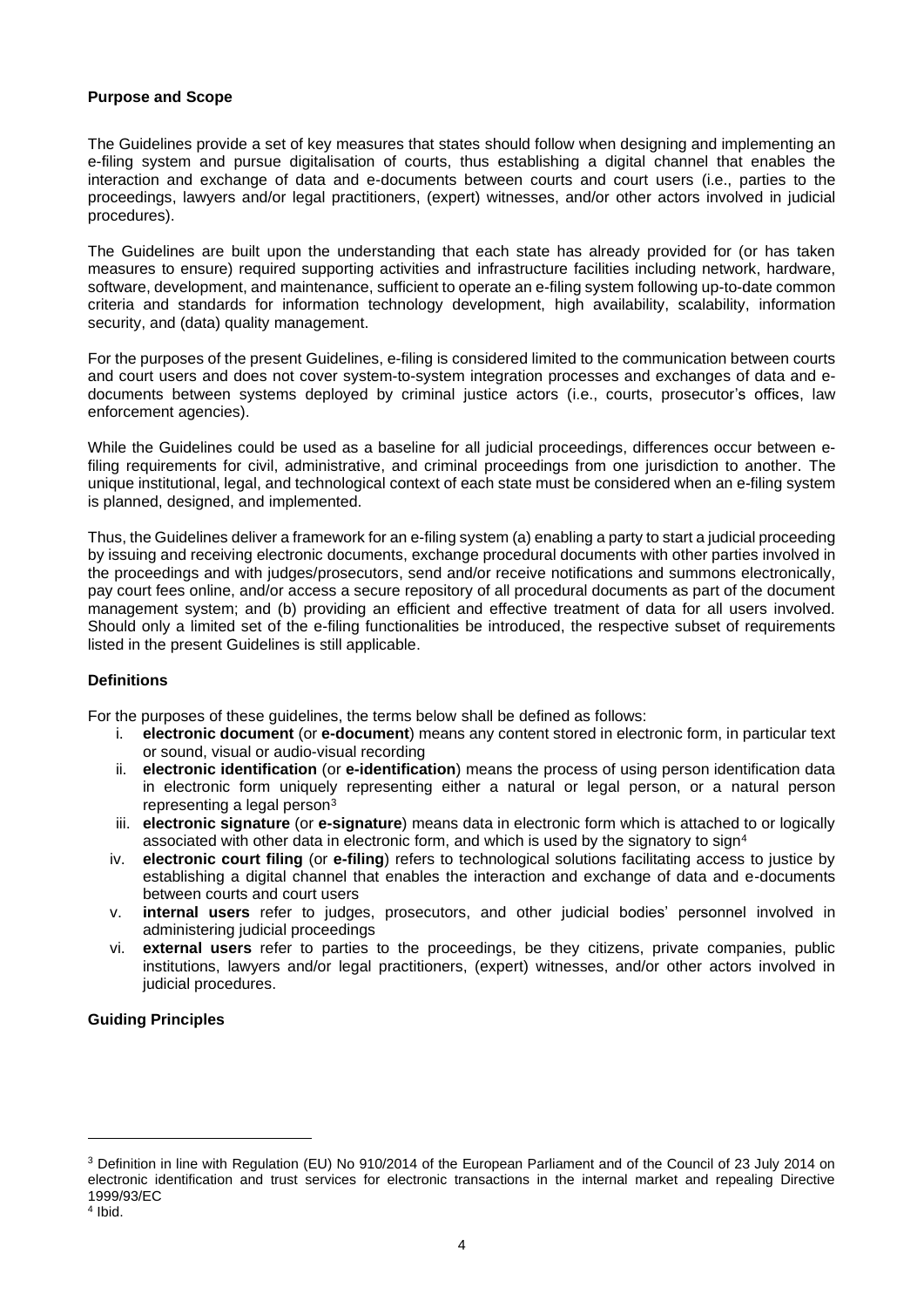**Purpose and Scope**

The Guidelines provide a set of key measures that states should follow when designing and implementing an e-filing system and pursue digitalisation of courts, thus establishing a digital channel that enables the interaction and exchange of data and e-documents between courts and court users (i.e., parties to the proceedings, lawyers and/or legal practitioners, (expert) witnesses, and/or other actors involved in judicial procedures).

The Guidelines are built upon the understanding that each state has already provided for (or has taken measures to ensure) required supporting activities and infrastructure facilities including network, hardware, software, development, and maintenance, sufficient to operate an e-filing system following up-to-date common criteria and standards for information technology development, high availability, scalability, information security, and (data) quality management.

For the purposes of the present Guidelines, e-filing is considered limited to the communication between courts and court users and does not cover system-to-system integration processes and exchanges of data and e-documents between systems deployed by criminal justice actors (i.e., courts, prosecutor's offices, law enforcement agencies).

While the Guidelines could be used as a baseline for all judicial proceedings, differences occur between e-filing requirements for civil, administrative, and criminal proceedings from one jurisdiction to another. The unique institutional, legal, and technological context of each state must be considered when an e-filing system is planned, designed, and implemented.

Thus, the Guidelines deliver a framework for an e-filing system (a) enabling a party to start a judicial proceeding by issuing and receiving electronic documents, exchange procedural documents with other parties involved in the proceedings and with judges/prosecutors, send and/or receive notifications and summons electronically, pay court fees online, and/or access a secure repository of all procedural documents as part of the document management system; and (b) providing an efficient and effective treatment of data for all users involved. Should only a limited set of the e-filing functionalities be introduced, the respective subset of requirements listed in the present Guidelines is still applicable.

**Definitions**

For the purposes of these guidelines, the terms below shall be defined as follows:

i. **electronic document** (or **e-document**) means any content stored in electronic form, in particular text or sound, visual or audio-visual recording
ii. **electronic identification** (or **e-identification**) means the process of using person identification data in electronic form uniquely representing either a natural or legal person, or a natural person representing a legal person[3]
iii. **electronic signature** (or **e-signature**) means data in electronic form which is attached to or logically associated with other data in electronic form, and which is used by the signatory to sign[4]
iv. **electronic court filing** (or **e-filing**) refers to technological solutions facilitating access to justice by establishing a digital channel that enables the interaction and exchange of data and e-documents between courts and court users
v. **internal users** refer to judges, prosecutors, and other judicial bodies' personnel involved in administering judicial proceedings
vi. **external users** refer to parties to the proceedings, be they citizens, private companies, public institutions, lawyers and/or legal practitioners, (expert) witnesses, and/or other actors involved in judicial procedures.

**Guiding Principles**

---

[3] Definition in line with Regulation (EU) No 910/2014 of the European Parliament and of the Council of 23 July 2014 on electronic identification and trust services for electronic transactions in the internal market and repealing Directive 1999/93/EC

[4] Ibid.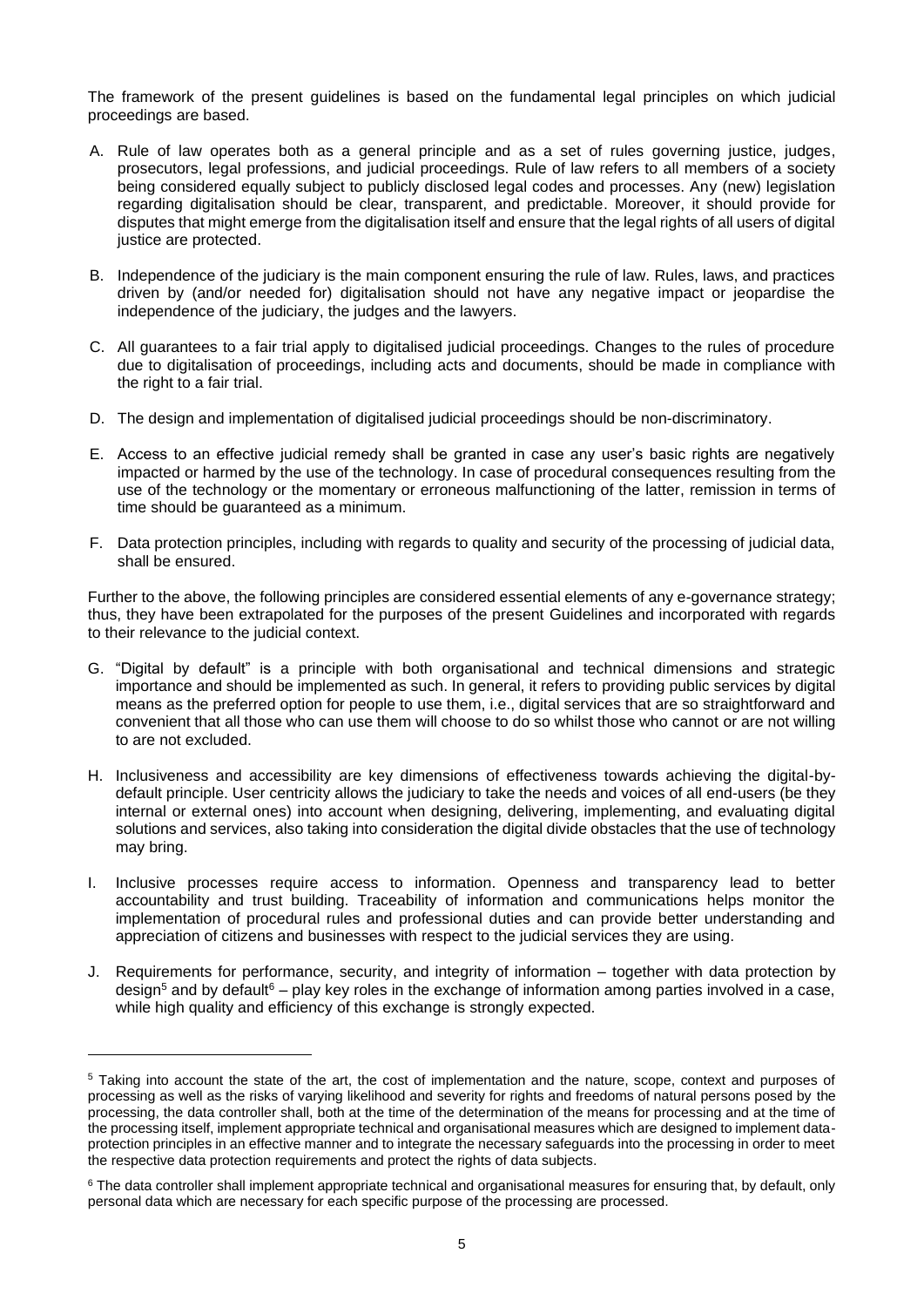The framework of the present guidelines is based on the fundamental legal principles on which judicial proceedings are based.

A. Rule of law operates both as a general principle and as a set of rules governing justice, judges, prosecutors, legal professions, and judicial proceedings. Rule of law refers to all members of a society being considered equally subject to publicly disclosed legal codes and processes. Any (new) legislation regarding digitalisation should be clear, transparent, and predictable. Moreover, it should provide for disputes that might emerge from the digitalisation itself and ensure that the legal rights of all users of digital justice are protected.

B. Independence of the judiciary is the main component ensuring the rule of law. Rules, laws, and practices driven by (and/or needed for) digitalisation should not have any negative impact or jeopardise the independence of the judiciary, the judges and the lawyers.

C. All guarantees to a fair trial apply to digitalised judicial proceedings. Changes to the rules of procedure due to digitalisation of proceedings, including acts and documents, should be made in compliance with the right to a fair trial.

D. The design and implementation of digitalised judicial proceedings should be non-discriminatory.

E. Access to an effective judicial remedy shall be granted in case any user's basic rights are negatively impacted or harmed by the use of the technology. In case of procedural consequences resulting from the use of the technology or the momentary or erroneous malfunctioning of the latter, remission in terms of time should be guaranteed as a minimum.

F. Data protection principles, including with regards to quality and security of the processing of judicial data, shall be ensured.

Further to the above, the following principles are considered essential elements of any e-governance strategy; thus, they have been extrapolated for the purposes of the present Guidelines and incorporated with regards to their relevance to the judicial context.

G. "Digital by default" is a principle with both organisational and technical dimensions and strategic importance and should be implemented as such. In general, it refers to providing public services by digital means as the preferred option for people to use them, i.e., digital services that are so straightforward and convenient that all those who can use them will choose to do so whilst those who cannot or are not willing to are not excluded.

H. Inclusiveness and accessibility are key dimensions of effectiveness towards achieving the digital-by-default principle. User centricity allows the judiciary to take the needs and voices of all end-users (be they internal or external ones) into account when designing, delivering, implementing, and evaluating digital solutions and services, also taking into consideration the digital divide obstacles that the use of technology may bring.

I. Inclusive processes require access to information. Openness and transparency lead to better accountability and trust building. Traceability of information and communications helps monitor the implementation of procedural rules and professional duties and can provide better understanding and appreciation of citizens and businesses with respect to the judicial services they are using.

J. Requirements for performance, security, and integrity of information – together with data protection by design[5] and by default[6] – play key roles in the exchange of information among parties involved in a case, while high quality and efficiency of this exchange is strongly expected.

---

[5] Taking into account the state of the art, the cost of implementation and the nature, scope, context and purposes of processing as well as the risks of varying likelihood and severity for rights and freedoms of natural persons posed by the processing, the data controller shall, both at the time of the determination of the means for processing and at the time of the processing itself, implement appropriate technical and organisational measures which are designed to implement data-protection principles in an effective manner and to integrate the necessary safeguards into the processing in order to meet the respective data protection requirements and protect the rights of data subjects.

[6] The data controller shall implement appropriate technical and organisational measures for ensuring that, by default, only personal data which are necessary for each specific purpose of the processing are processed.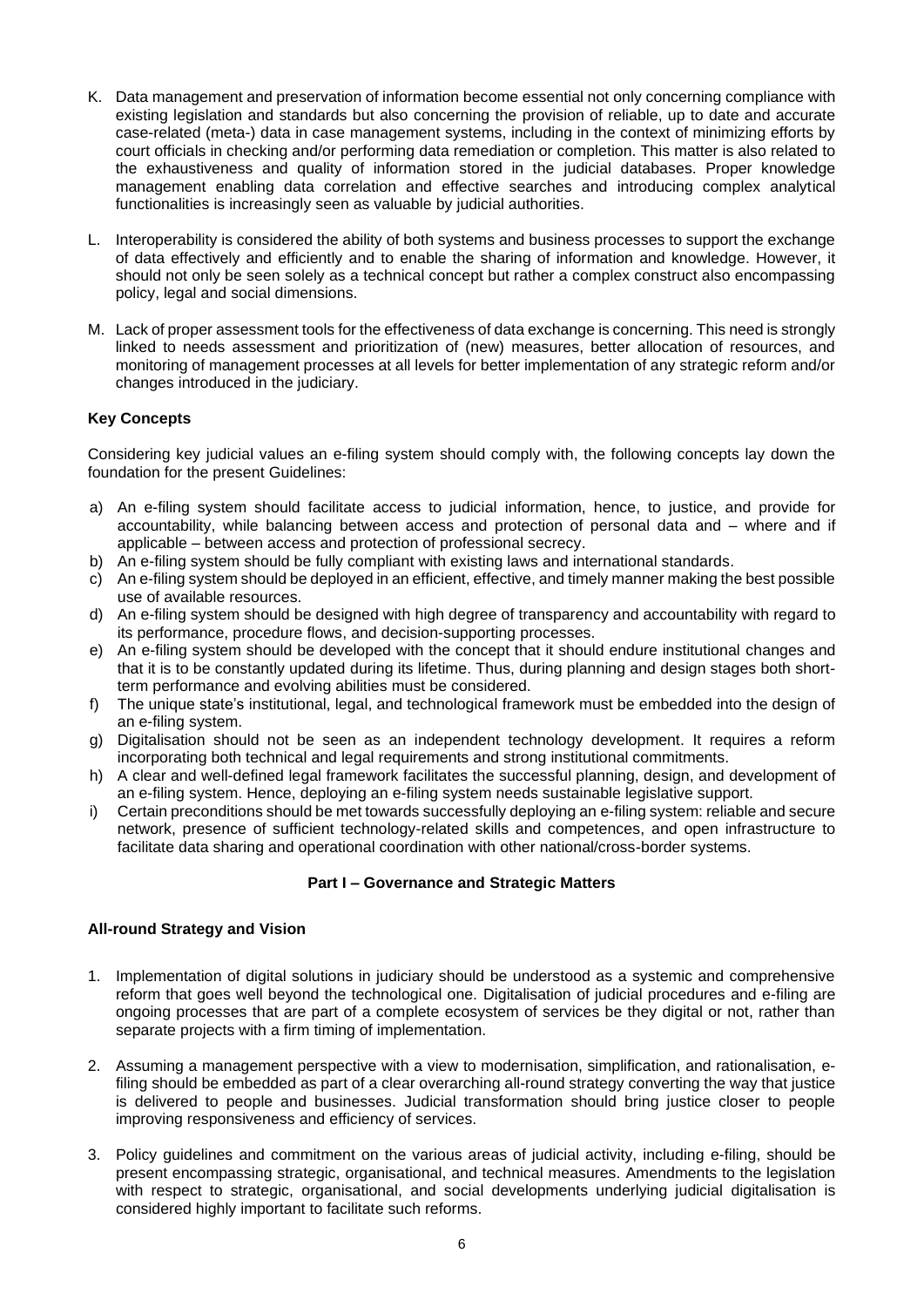K. Data management and preservation of information become essential not only concerning compliance with existing legislation and standards but also concerning the provision of reliable, up to date and accurate case-related (meta-) data in case management systems, including in the context of minimizing efforts by court officials in checking and/or performing data remediation or completion. This matter is also related to the exhaustiveness and quality of information stored in the judicial databases. Proper knowledge management enabling data correlation and effective searches and introducing complex analytical functionalities is increasingly seen as valuable by judicial authorities.

L. Interoperability is considered the ability of both systems and business processes to support the exchange of data effectively and efficiently and to enable the sharing of information and knowledge. However, it should not only be seen solely as a technical concept but rather a complex construct also encompassing policy, legal and social dimensions.

M. Lack of proper assessment tools for the effectiveness of data exchange is concerning. This need is strongly linked to needs assessment and prioritization of (new) measures, better allocation of resources, and monitoring of management processes at all levels for better implementation of any strategic reform and/or changes introduced in the judiciary.

**Key Concepts**

Considering key judicial values an e-filing system should comply with, the following concepts lay down the foundation for the present Guidelines:

a) An e-filing system should facilitate access to judicial information, hence, to justice, and provide for accountability, while balancing between access and protection of personal data and – where and if applicable – between access and protection of professional secrecy.
b) An e-filing system should be fully compliant with existing laws and international standards.
c) An e-filing system should be deployed in an efficient, effective, and timely manner making the best possible use of available resources.
d) An e-filing system should be designed with high degree of transparency and accountability with regard to its performance, procedure flows, and decision-supporting processes.
e) An e-filing system should be developed with the concept that it should endure institutional changes and that it is to be constantly updated during its lifetime. Thus, during planning and design stages both short-term performance and evolving abilities must be considered.
f) The unique state's institutional, legal, and technological framework must be embedded into the design of an e-filing system.
g) Digitalisation should not be seen as an independent technology development. It requires a reform incorporating both technical and legal requirements and strong institutional commitments.
h) A clear and well-defined legal framework facilitates the successful planning, design, and development of an e-filing system. Hence, deploying an e-filing system needs sustainable legislative support.
i) Certain preconditions should be met towards successfully deploying an e-filing system: reliable and secure network, presence of sufficient technology-related skills and competences, and open infrastructure to facilitate data sharing and operational coordination with other national/cross-border systems.

## Part I – Governance and Strategic Matters

**All-round Strategy and Vision**

1. Implementation of digital solutions in judiciary should be understood as a systemic and comprehensive reform that goes well beyond the technological one. Digitalisation of judicial procedures and e-filing are ongoing processes that are part of a complete ecosystem of services be they digital or not, rather than separate projects with a firm timing of implementation.

2. Assuming a management perspective with a view to modernisation, simplification, and rationalisation, e-filing should be embedded as part of a clear overarching all-round strategy converting the way that justice is delivered to people and businesses. Judicial transformation should bring justice closer to people improving responsiveness and efficiency of services.

3. Policy guidelines and commitment on the various areas of judicial activity, including e-filing, should be present encompassing strategic, organisational, and technical measures. Amendments to the legislation with respect to strategic, organisational, and social developments underlying judicial digitalisation is considered highly important to facilitate such reforms.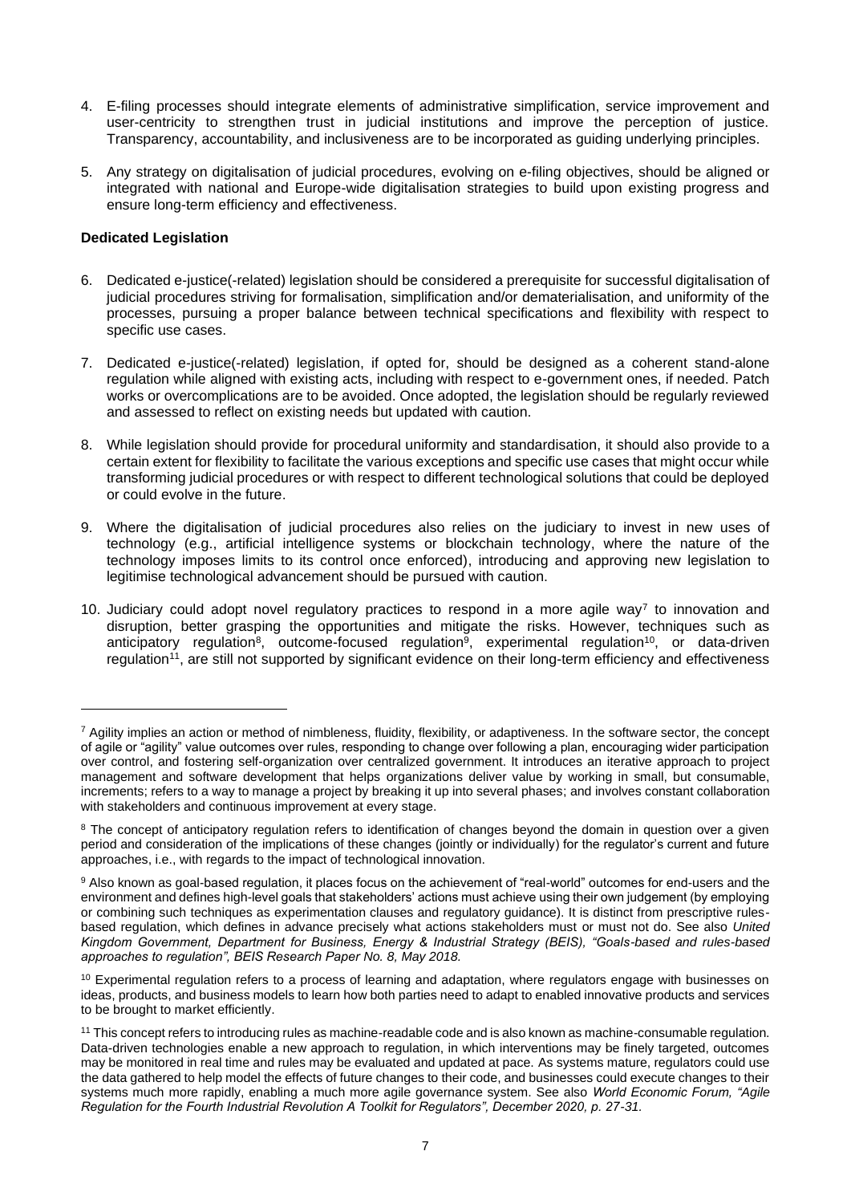4. E-filing processes should integrate elements of administrative simplification, service improvement and user-centricity to strengthen trust in judicial institutions and improve the perception of justice. Transparency, accountability, and inclusiveness are to be incorporated as guiding underlying principles.

5. Any strategy on digitalisation of judicial procedures, evolving on e-filing objectives, should be aligned or integrated with national and Europe-wide digitalisation strategies to build upon existing progress and ensure long-term efficiency and effectiveness.

**Dedicated Legislation**

6. Dedicated e-justice(-related) legislation should be considered a prerequisite for successful digitalisation of judicial procedures striving for formalisation, simplification and/or dematerialisation, and uniformity of the processes, pursuing a proper balance between technical specifications and flexibility with respect to specific use cases.

7. Dedicated e-justice(-related) legislation, if opted for, should be designed as a coherent stand-alone regulation while aligned with existing acts, including with respect to e-government ones, if needed. Patch works or overcomplications are to be avoided. Once adopted, the legislation should be regularly reviewed and assessed to reflect on existing needs but updated with caution.

8. While legislation should provide for procedural uniformity and standardisation, it should also provide to a certain extent for flexibility to facilitate the various exceptions and specific use cases that might occur while transforming judicial procedures or with respect to different technological solutions that could be deployed or could evolve in the future.

9. Where the digitalisation of judicial procedures also relies on the judiciary to invest in new uses of technology (e.g., artificial intelligence systems or blockchain technology, where the nature of the technology imposes limits to its control once enforced), introducing and approving new legislation to legitimise technological advancement should be pursued with caution.

10. Judiciary could adopt novel regulatory practices to respond in a more agile way[7] to innovation and disruption, better grasping the opportunities and mitigate the risks. However, techniques such as anticipatory regulation[8], outcome-focused regulation[9], experimental regulation[10], or data-driven regulation[11], are still not supported by significant evidence on their long-term efficiency and effectiveness

---

[7] Agility implies an action or method of nimbleness, fluidity, flexibility, or adaptiveness. In the software sector, the concept of agile or "agility" value outcomes over rules, responding to change over following a plan, encouraging wider participation over control, and fostering self-organization over centralized government. It introduces an iterative approach to project management and software development that helps organizations deliver value by working in small, but consumable, increments; refers to a way to manage a project by breaking it up into several phases; and involves constant collaboration with stakeholders and continuous improvement at every stage.

[8] The concept of anticipatory regulation refers to identification of changes beyond the domain in question over a given period and consideration of the implications of these changes (jointly or individually) for the regulator's current and future approaches, i.e., with regards to the impact of technological innovation.

[9] Also known as goal-based regulation, it places focus on the achievement of "real-world" outcomes for end-users and the environment and defines high-level goals that stakeholders' actions must achieve using their own judgement (by employing or combining such techniques as experimentation clauses and regulatory guidance). It is distinct from prescriptive rules-based regulation, which defines in advance precisely what actions stakeholders must or must not do. See also *United Kingdom Government, Department for Business, Energy & Industrial Strategy (BEIS), "Goals-based and rules-based approaches to regulation", BEIS Research Paper No. 8, May 2018.*

[10] Experimental regulation refers to a process of learning and adaptation, where regulators engage with businesses on ideas, products, and business models to learn how both parties need to adapt to enabled innovative products and services to be brought to market efficiently.

[11] This concept refers to introducing rules as machine-readable code and is also known as machine-consumable regulation. Data-driven technologies enable a new approach to regulation, in which interventions may be finely targeted, outcomes may be monitored in real time and rules may be evaluated and updated at pace. As systems mature, regulators could use the data gathered to help model the effects of future changes to their code, and businesses could execute changes to their systems much more rapidly, enabling a much more agile governance system. See also *World Economic Forum, "Agile Regulation for the Fourth Industrial Revolution A Toolkit for Regulators", December 2020, p. 27-31.*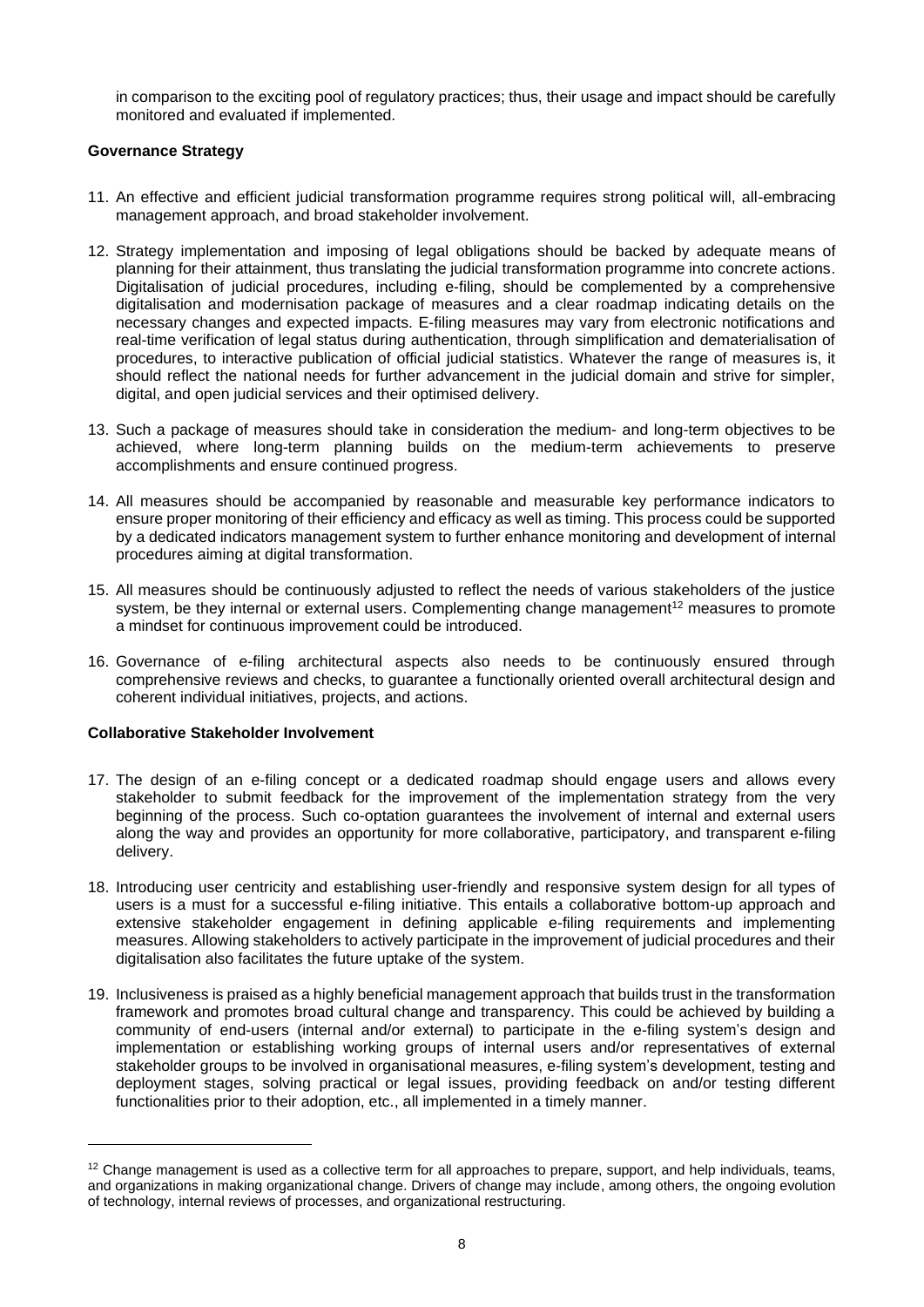in comparison to the exciting pool of regulatory practices; thus, their usage and impact should be carefully monitored and evaluated if implemented.

**Governance Strategy**

11. An effective and efficient judicial transformation programme requires strong political will, all-embracing management approach, and broad stakeholder involvement.

12. Strategy implementation and imposing of legal obligations should be backed by adequate means of planning for their attainment, thus translating the judicial transformation programme into concrete actions. Digitalisation of judicial procedures, including e-filing, should be complemented by a comprehensive digitalisation and modernisation package of measures and a clear roadmap indicating details on the necessary changes and expected impacts. E-filing measures may vary from electronic notifications and real-time verification of legal status during authentication, through simplification and dematerialisation of procedures, to interactive publication of official judicial statistics. Whatever the range of measures is, it should reflect the national needs for further advancement in the judicial domain and strive for simpler, digital, and open judicial services and their optimised delivery.

13. Such a package of measures should take in consideration the medium- and long-term objectives to be achieved, where long-term planning builds on the medium-term achievements to preserve accomplishments and ensure continued progress.

14. All measures should be accompanied by reasonable and measurable key performance indicators to ensure proper monitoring of their efficiency and efficacy as well as timing. This process could be supported by a dedicated indicators management system to further enhance monitoring and development of internal procedures aiming at digital transformation.

15. All measures should be continuously adjusted to reflect the needs of various stakeholders of the justice system, be they internal or external users. Complementing change management[12] measures to promote a mindset for continuous improvement could be introduced.

16. Governance of e-filing architectural aspects also needs to be continuously ensured through comprehensive reviews and checks, to guarantee a functionally oriented overall architectural design and coherent individual initiatives, projects, and actions.

**Collaborative Stakeholder Involvement**

17. The design of an e-filing concept or a dedicated roadmap should engage users and allows every stakeholder to submit feedback for the improvement of the implementation strategy from the very beginning of the process. Such co-optation guarantees the involvement of internal and external users along the way and provides an opportunity for more collaborative, participatory, and transparent e-filing delivery.

18. Introducing user centricity and establishing user-friendly and responsive system design for all types of users is a must for a successful e-filing initiative. This entails a collaborative bottom-up approach and extensive stakeholder engagement in defining applicable e-filing requirements and implementing measures. Allowing stakeholders to actively participate in the improvement of judicial procedures and their digitalisation also facilitates the future uptake of the system.

19. Inclusiveness is praised as a highly beneficial management approach that builds trust in the transformation framework and promotes broad cultural change and transparency. This could be achieved by building a community of end-users (internal and/or external) to participate in the e-filing system's design and implementation or establishing working groups of internal users and/or representatives of external stakeholder groups to be involved in organisational measures, e-filing system's development, testing and deployment stages, solving practical or legal issues, providing feedback on and/or testing different functionalities prior to their adoption, etc., all implemented in a timely manner.

[12] Change management is used as a collective term for all approaches to prepare, support, and help individuals, teams, and organizations in making organizational change. Drivers of change may include, among others, the ongoing evolution of technology, internal reviews of processes, and organizational restructuring.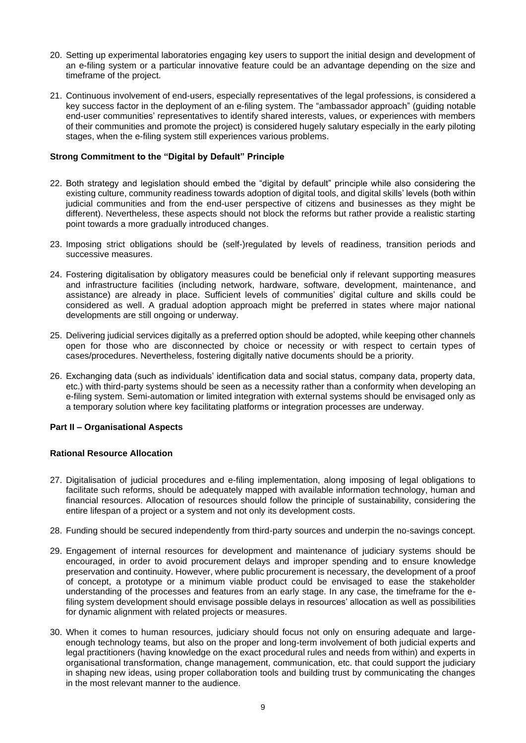20. Setting up experimental laboratories engaging key users to support the initial design and development of an e-filing system or a particular innovative feature could be an advantage depending on the size and timeframe of the project.

21. Continuous involvement of end-users, especially representatives of the legal professions, is considered a key success factor in the deployment of an e-filing system. The "ambassador approach" (guiding notable end-user communities' representatives to identify shared interests, values, or experiences with members of their communities and promote the project) is considered hugely salutary especially in the early piloting stages, when the e-filing system still experiences various problems.

### Strong Commitment to the "Digital by Default" Principle

22. Both strategy and legislation should embed the "digital by default" principle while also considering the existing culture, community readiness towards adoption of digital tools, and digital skills' levels (both within judicial communities and from the end-user perspective of citizens and businesses as they might be different). Nevertheless, these aspects should not block the reforms but rather provide a realistic starting point towards a more gradually introduced changes.

23. Imposing strict obligations should be (self-)regulated by levels of readiness, transition periods and successive measures.

24. Fostering digitalisation by obligatory measures could be beneficial only if relevant supporting measures and infrastructure facilities (including network, hardware, software, development, maintenance, and assistance) are already in place. Sufficient levels of communities' digital culture and skills could be considered as well. A gradual adoption approach might be preferred in states where major national developments are still ongoing or underway.

25. Delivering judicial services digitally as a preferred option should be adopted, while keeping other channels open for those who are disconnected by choice or necessity or with respect to certain types of cases/procedures. Nevertheless, fostering digitally native documents should be a priority.

26. Exchanging data (such as individuals' identification data and social status, company data, property data, etc.) with third-party systems should be seen as a necessity rather than a conformity when developing an e-filing system. Semi-automation or limited integration with external systems should be envisaged only as a temporary solution where key facilitating platforms or integration processes are underway.

## Part II – Organisational Aspects

### Rational Resource Allocation

27. Digitalisation of judicial procedures and e-filing implementation, along imposing of legal obligations to facilitate such reforms, should be adequately mapped with available information technology, human and financial resources. Allocation of resources should follow the principle of sustainability, considering the entire lifespan of a project or a system and not only its development costs.

28. Funding should be secured independently from third-party sources and underpin the no-savings concept.

29. Engagement of internal resources for development and maintenance of judiciary systems should be encouraged, in order to avoid procurement delays and improper spending and to ensure knowledge preservation and continuity. However, where public procurement is necessary, the development of a proof of concept, a prototype or a minimum viable product could be envisaged to ease the stakeholder understanding of the processes and features from an early stage. In any case, the timeframe for the e-filing system development should envisage possible delays in resources' allocation as well as possibilities for dynamic alignment with related projects or measures.

30. When it comes to human resources, judiciary should focus not only on ensuring adequate and large-enough technology teams, but also on the proper and long-term involvement of both judicial experts and legal practitioners (having knowledge on the exact procedural rules and needs from within) and experts in organisational transformation, change management, communication, etc. that could support the judiciary in shaping new ideas, using proper collaboration tools and building trust by communicating the changes in the most relevant manner to the audience.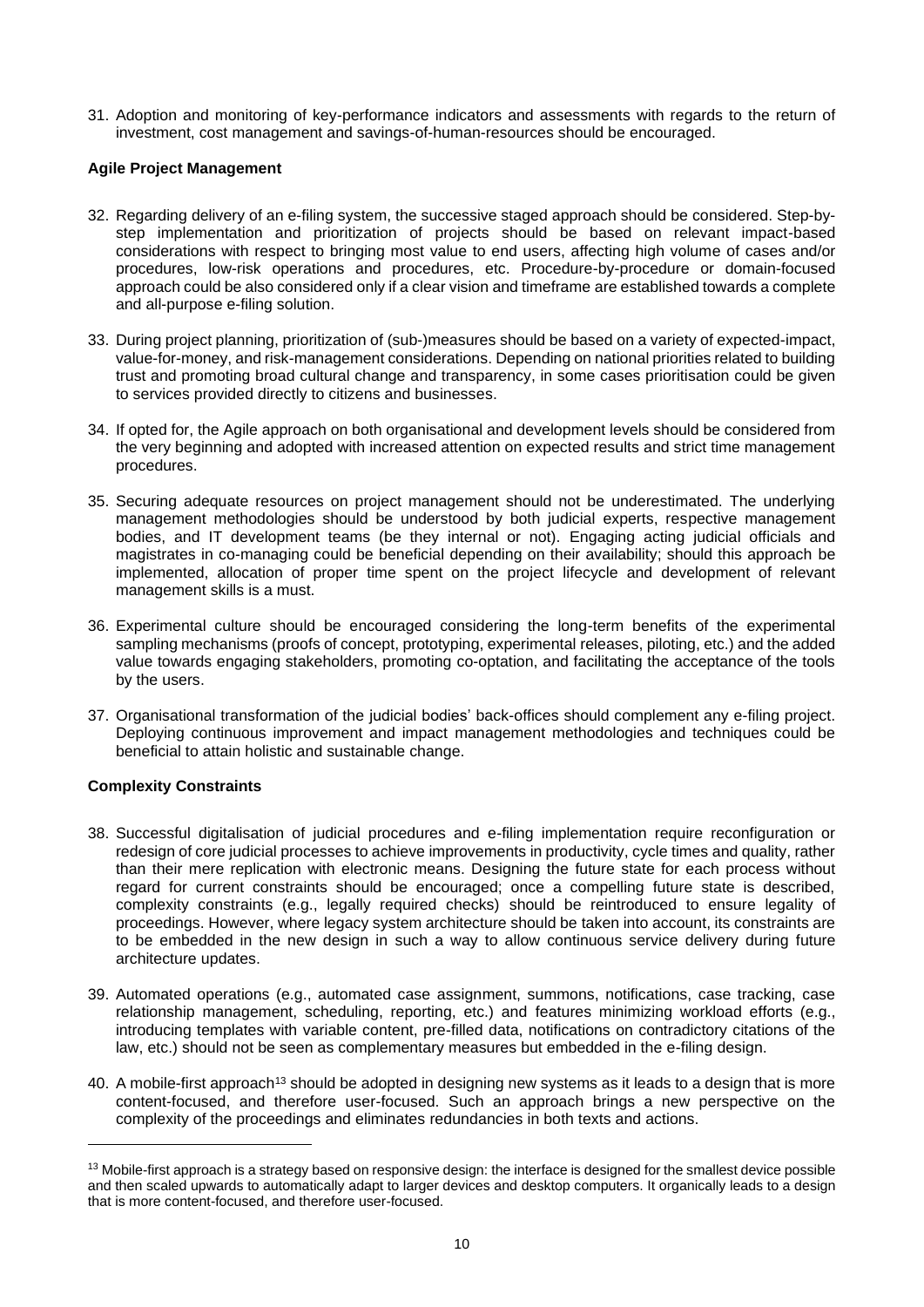31. Adoption and monitoring of key-performance indicators and assessments with regards to the return of investment, cost management and savings-of-human-resources should be encouraged.

**Agile Project Management**

32. Regarding delivery of an e-filing system, the successive staged approach should be considered. Step-by-step implementation and prioritization of projects should be based on relevant impact-based considerations with respect to bringing most value to end users, affecting high volume of cases and/or procedures, low-risk operations and procedures, etc. Procedure-by-procedure or domain-focused approach could be also considered only if a clear vision and timeframe are established towards a complete and all-purpose e-filing solution.

33. During project planning, prioritization of (sub-)measures should be based on a variety of expected-impact, value-for-money, and risk-management considerations. Depending on national priorities related to building trust and promoting broad cultural change and transparency, in some cases prioritisation could be given to services provided directly to citizens and businesses.

34. If opted for, the Agile approach on both organisational and development levels should be considered from the very beginning and adopted with increased attention on expected results and strict time management procedures.

35. Securing adequate resources on project management should not be underestimated. The underlying management methodologies should be understood by both judicial experts, respective management bodies, and IT development teams (be they internal or not). Engaging acting judicial officials and magistrates in co-managing could be beneficial depending on their availability; should this approach be implemented, allocation of proper time spent on the project lifecycle and development of relevant management skills is a must.

36. Experimental culture should be encouraged considering the long-term benefits of the experimental sampling mechanisms (proofs of concept, prototyping, experimental releases, piloting, etc.) and the added value towards engaging stakeholders, promoting co-optation, and facilitating the acceptance of the tools by the users.

37. Organisational transformation of the judicial bodies' back-offices should complement any e-filing project. Deploying continuous improvement and impact management methodologies and techniques could be beneficial to attain holistic and sustainable change.

**Complexity Constraints**

38. Successful digitalisation of judicial procedures and e-filing implementation require reconfiguration or redesign of core judicial processes to achieve improvements in productivity, cycle times and quality, rather than their mere replication with electronic means. Designing the future state for each process without regard for current constraints should be encouraged; once a compelling future state is described, complexity constraints (e.g., legally required checks) should be reintroduced to ensure legality of proceedings. However, where legacy system architecture should be taken into account, its constraints are to be embedded in the new design in such a way to allow continuous service delivery during future architecture updates.

39. Automated operations (e.g., automated case assignment, summons, notifications, case tracking, case relationship management, scheduling, reporting, etc.) and features minimizing workload efforts (e.g., introducing templates with variable content, pre-filled data, notifications on contradictory citations of the law, etc.) should not be seen as complementary measures but embedded in the e-filing design.

40. A mobile-first approach[13] should be adopted in designing new systems as it leads to a design that is more content-focused, and therefore user-focused. Such an approach brings a new perspective on the complexity of the proceedings and eliminates redundancies in both texts and actions.

[13] Mobile-first approach is a strategy based on responsive design: the interface is designed for the smallest device possible and then scaled upwards to automatically adapt to larger devices and desktop computers. It organically leads to a design that is more content-focused, and therefore user-focused.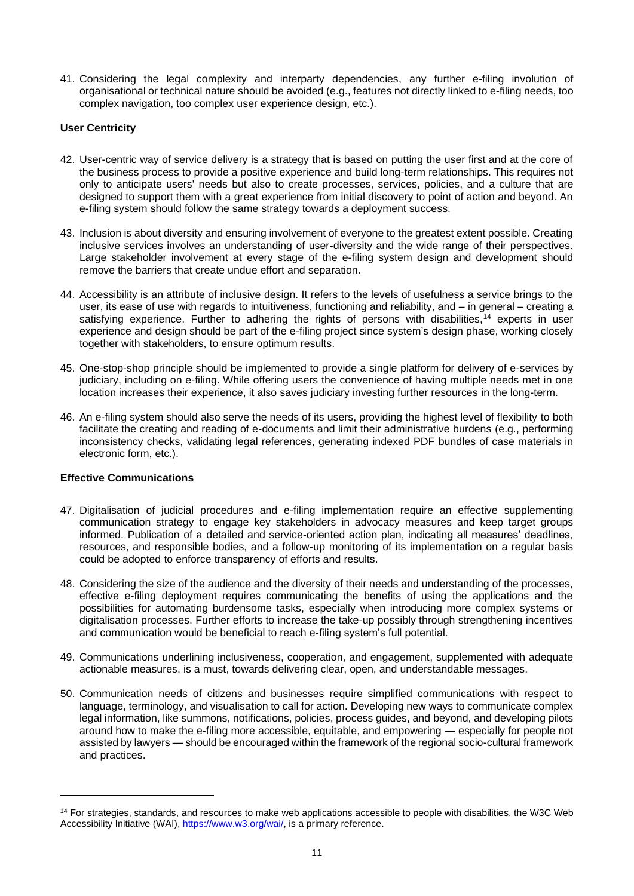41. Considering the legal complexity and interparty dependencies, any further e-filing involution of organisational or technical nature should be avoided (e.g., features not directly linked to e-filing needs, too complex navigation, too complex user experience design, etc.).

**User Centricity**

42. User-centric way of service delivery is a strategy that is based on putting the user first and at the core of the business process to provide a positive experience and build long-term relationships. This requires not only to anticipate users' needs but also to create processes, services, policies, and a culture that are designed to support them with a great experience from initial discovery to point of action and beyond. An e-filing system should follow the same strategy towards a deployment success.

43. Inclusion is about diversity and ensuring involvement of everyone to the greatest extent possible. Creating inclusive services involves an understanding of user-diversity and the wide range of their perspectives. Large stakeholder involvement at every stage of the e-filing system design and development should remove the barriers that create undue effort and separation.

44. Accessibility is an attribute of inclusive design. It refers to the levels of usefulness a service brings to the user, its ease of use with regards to intuitiveness, functioning and reliability, and – in general – creating a satisfying experience. Further to adhering the rights of persons with disabilities,[14] experts in user experience and design should be part of the e-filing project since system's design phase, working closely together with stakeholders, to ensure optimum results.

45. One-stop-shop principle should be implemented to provide a single platform for delivery of e-services by judiciary, including on e-filing. While offering users the convenience of having multiple needs met in one location increases their experience, it also saves judiciary investing further resources in the long-term.

46. An e-filing system should also serve the needs of its users, providing the highest level of flexibility to both facilitate the creating and reading of e-documents and limit their administrative burdens (e.g., performing inconsistency checks, validating legal references, generating indexed PDF bundles of case materials in electronic form, etc.).

**Effective Communications**

47. Digitalisation of judicial procedures and e-filing implementation require an effective supplementing communication strategy to engage key stakeholders in advocacy measures and keep target groups informed. Publication of a detailed and service-oriented action plan, indicating all measures' deadlines, resources, and responsible bodies, and a follow-up monitoring of its implementation on a regular basis could be adopted to enforce transparency of efforts and results.

48. Considering the size of the audience and the diversity of their needs and understanding of the processes, effective e-filing deployment requires communicating the benefits of using the applications and the possibilities for automating burdensome tasks, especially when introducing more complex systems or digitalisation processes. Further efforts to increase the take-up possibly through strengthening incentives and communication would be beneficial to reach e-filing system's full potential.

49. Communications underlining inclusiveness, cooperation, and engagement, supplemented with adequate actionable measures, is a must, towards delivering clear, open, and understandable messages.

50. Communication needs of citizens and businesses require simplified communications with respect to language, terminology, and visualisation to call for action. Developing new ways to communicate complex legal information, like summons, notifications, policies, process guides, and beyond, and developing pilots around how to make the e-filing more accessible, equitable, and empowering — especially for people not assisted by lawyers — should be encouraged within the framework of the regional socio-cultural framework and practices.

---

[14] For strategies, standards, and resources to make web applications accessible to people with disabilities, the W3C Web Accessibility Initiative (WAI), https://www.w3.org/wai/, is a primary reference.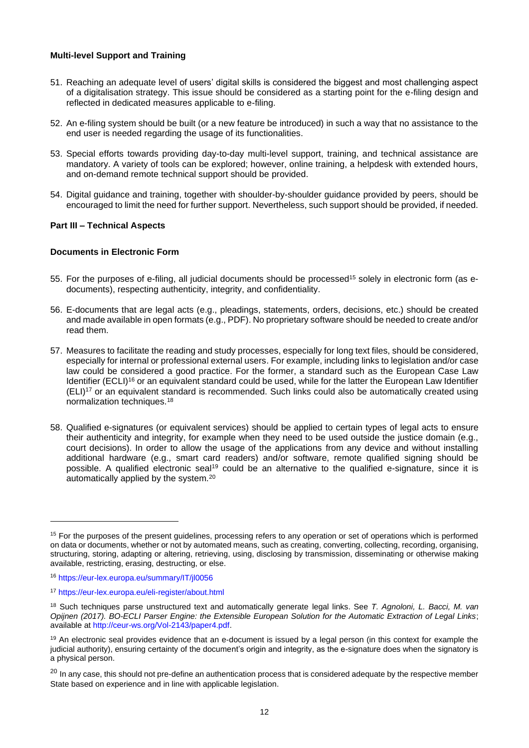**Multi-level Support and Training**

51. Reaching an adequate level of users' digital skills is considered the biggest and most challenging aspect of a digitalisation strategy. This issue should be considered as a starting point for the e-filing design and reflected in dedicated measures applicable to e-filing.

52. An e-filing system should be built (or a new feature be introduced) in such a way that no assistance to the end user is needed regarding the usage of its functionalities.

53. Special efforts towards providing day-to-day multi-level support, training, and technical assistance are mandatory. A variety of tools can be explored; however, online training, a helpdesk with extended hours, and on-demand remote technical support should be provided.

54. Digital guidance and training, together with shoulder-by-shoulder guidance provided by peers, should be encouraged to limit the need for further support. Nevertheless, such support should be provided, if needed.

**Part III – Technical Aspects**

**Documents in Electronic Form**

55. For the purposes of e-filing, all judicial documents should be processed[15] solely in electronic form (as e-documents), respecting authenticity, integrity, and confidentiality.

56. E-documents that are legal acts (e.g., pleadings, statements, orders, decisions, etc.) should be created and made available in open formats (e.g., PDF). No proprietary software should be needed to create and/or read them.

57. Measures to facilitate the reading and study processes, especially for long text files, should be considered, especially for internal or professional external users. For example, including links to legislation and/or case law could be considered a good practice. For the former, a standard such as the European Case Law Identifier (ECLI)[16] or an equivalent standard could be used, while for the latter the European Law Identifier (ELI)[17] or an equivalent standard is recommended. Such links could also be automatically created using normalization techniques.[18]

58. Qualified e-signatures (or equivalent services) should be applied to certain types of legal acts to ensure their authenticity and integrity, for example when they need to be used outside the justice domain (e.g., court decisions). In order to allow the usage of the applications from any device and without installing additional hardware (e.g., smart card readers) and/or software, remote qualified signing should be possible. A qualified electronic seal[19] could be an alternative to the qualified e-signature, since it is automatically applied by the system.[20]

---

[15] For the purposes of the present guidelines, processing refers to any operation or set of operations which is performed on data or documents, whether or not by automated means, such as creating, converting, collecting, recording, organising, structuring, storing, adapting or altering, retrieving, using, disclosing by transmission, disseminating or otherwise making available, restricting, erasing, destructing, or else.

[16] https://eur-lex.europa.eu/summary/IT/jl0056

[17] https://eur-lex.europa.eu/eli-register/about.html

[18] Such techniques parse unstructured text and automatically generate legal links. See *T. Agnoloni, L. Bacci, M. van Opijnen (2017). BO-ECLI Parser Engine: the Extensible European Solution for the Automatic Extraction of Legal Links*; available at http://ceur-ws.org/Vol-2143/paper4.pdf.

[19] An electronic seal provides evidence that an e-document is issued by a legal person (in this context for example the judicial authority), ensuring certainty of the document's origin and integrity, as the e-signature does when the signatory is a physical person.

[20] In any case, this should not pre-define an authentication process that is considered adequate by the respective member State based on experience and in line with applicable legislation.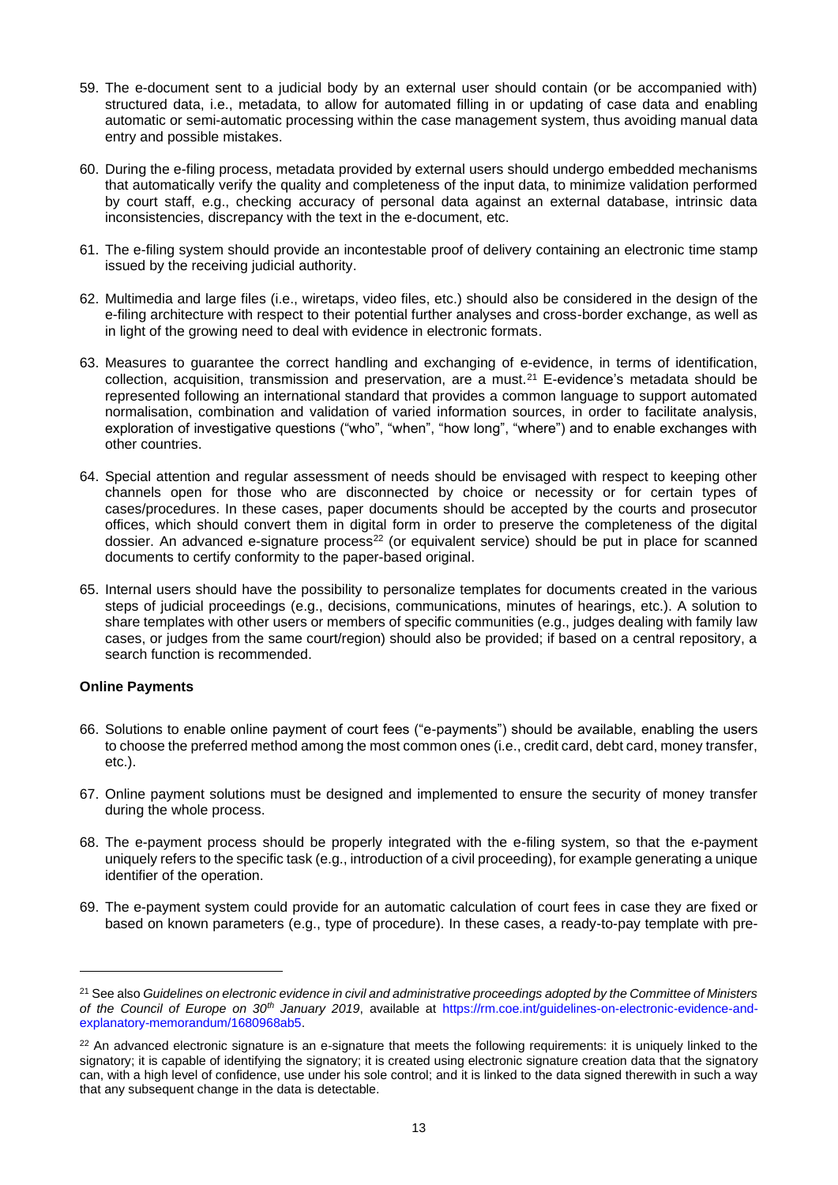59. The e-document sent to a judicial body by an external user should contain (or be accompanied with) structured data, i.e., metadata, to allow for automated filling in or updating of case data and enabling automatic or semi-automatic processing within the case management system, thus avoiding manual data entry and possible mistakes.

60. During the e-filing process, metadata provided by external users should undergo embedded mechanisms that automatically verify the quality and completeness of the input data, to minimize validation performed by court staff, e.g., checking accuracy of personal data against an external database, intrinsic data inconsistencies, discrepancy with the text in the e-document, etc.

61. The e-filing system should provide an incontestable proof of delivery containing an electronic time stamp issued by the receiving judicial authority.

62. Multimedia and large files (i.e., wiretaps, video files, etc.) should also be considered in the design of the e-filing architecture with respect to their potential further analyses and cross-border exchange, as well as in light of the growing need to deal with evidence in electronic formats.

63. Measures to guarantee the correct handling and exchanging of e-evidence, in terms of identification, collection, acquisition, transmission and preservation, are a must.[21] E-evidence's metadata should be represented following an international standard that provides a common language to support automated normalisation, combination and validation of varied information sources, in order to facilitate analysis, exploration of investigative questions ("who", "when", "how long", "where") and to enable exchanges with other countries.

64. Special attention and regular assessment of needs should be envisaged with respect to keeping other channels open for those who are disconnected by choice or necessity or for certain types of cases/procedures. In these cases, paper documents should be accepted by the courts and prosecutor offices, which should convert them in digital form in order to preserve the completeness of the digital dossier. An advanced e-signature process[22] (or equivalent service) should be put in place for scanned documents to certify conformity to the paper-based original.

65. Internal users should have the possibility to personalize templates for documents created in the various steps of judicial proceedings (e.g., decisions, communications, minutes of hearings, etc.). A solution to share templates with other users or members of specific communities (e.g., judges dealing with family law cases, or judges from the same court/region) should also be provided; if based on a central repository, a search function is recommended.

**Online Payments**

66. Solutions to enable online payment of court fees ("e-payments") should be available, enabling the users to choose the preferred method among the most common ones (i.e., credit card, debt card, money transfer, etc.).

67. Online payment solutions must be designed and implemented to ensure the security of money transfer during the whole process.

68. The e-payment process should be properly integrated with the e-filing system, so that the e-payment uniquely refers to the specific task (e.g., introduction of a civil proceeding), for example generating a unique identifier of the operation.

69. The e-payment system could provide for an automatic calculation of court fees in case they are fixed or based on known parameters (e.g., type of procedure). In these cases, a ready-to-pay template with pre-

---

[21] See also *Guidelines on electronic evidence in civil and administrative proceedings adopted by the Committee of Ministers of the Council of Europe on 30th January 2019*, available at https://rm.coe.int/guidelines-on-electronic-evidence-and-explanatory-memorandum/1680968ab5.

[22] An advanced electronic signature is an e-signature that meets the following requirements: it is uniquely linked to the signatory; it is capable of identifying the signatory; it is created using electronic signature creation data that the signatory can, with a high level of confidence, use under his sole control; and it is linked to the data signed therewith in such a way that any subsequent change in the data is detectable.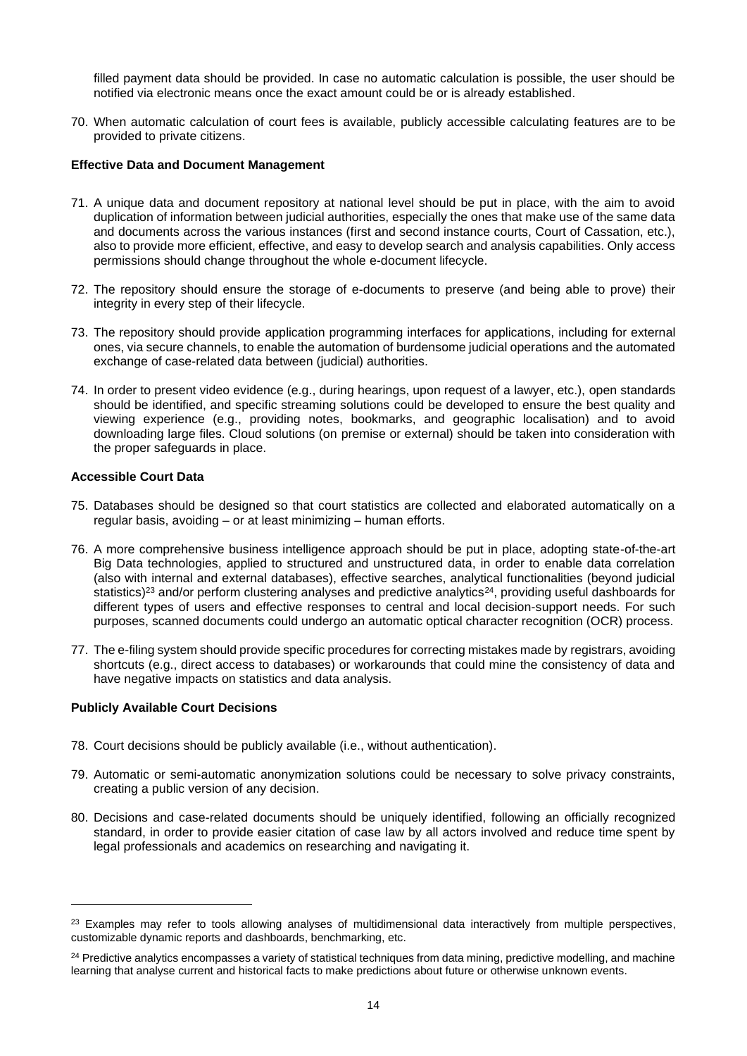filled payment data should be provided. In case no automatic calculation is possible, the user should be notified via electronic means once the exact amount could be or is already established.

70. When automatic calculation of court fees is available, publicly accessible calculating features are to be provided to private citizens.

**Effective Data and Document Management**

71. A unique data and document repository at national level should be put in place, with the aim to avoid duplication of information between judicial authorities, especially the ones that make use of the same data and documents across the various instances (first and second instance courts, Court of Cassation, etc.), also to provide more efficient, effective, and easy to develop search and analysis capabilities. Only access permissions should change throughout the whole e-document lifecycle.

72. The repository should ensure the storage of e-documents to preserve (and being able to prove) their integrity in every step of their lifecycle.

73. The repository should provide application programming interfaces for applications, including for external ones, via secure channels, to enable the automation of burdensome judicial operations and the automated exchange of case-related data between (judicial) authorities.

74. In order to present video evidence (e.g., during hearings, upon request of a lawyer, etc.), open standards should be identified, and specific streaming solutions could be developed to ensure the best quality and viewing experience (e.g., providing notes, bookmarks, and geographic localisation) and to avoid downloading large files. Cloud solutions (on premise or external) should be taken into consideration with the proper safeguards in place.

**Accessible Court Data**

75. Databases should be designed so that court statistics are collected and elaborated automatically on a regular basis, avoiding – or at least minimizing – human efforts.

76. A more comprehensive business intelligence approach should be put in place, adopting state-of-the-art Big Data technologies, applied to structured and unstructured data, in order to enable data correlation (also with internal and external databases), effective searches, analytical functionalities (beyond judicial statistics)[23] and/or perform clustering analyses and predictive analytics[24], providing useful dashboards for different types of users and effective responses to central and local decision-support needs. For such purposes, scanned documents could undergo an automatic optical character recognition (OCR) process.

77. The e-filing system should provide specific procedures for correcting mistakes made by registrars, avoiding shortcuts (e.g., direct access to databases) or workarounds that could mine the consistency of data and have negative impacts on statistics and data analysis.

**Publicly Available Court Decisions**

78. Court decisions should be publicly available (i.e., without authentication).

79. Automatic or semi-automatic anonymization solutions could be necessary to solve privacy constraints, creating a public version of any decision.

80. Decisions and case-related documents should be uniquely identified, following an officially recognized standard, in order to provide easier citation of case law by all actors involved and reduce time spent by legal professionals and academics on researching and navigating it.

---

[23] Examples may refer to tools allowing analyses of multidimensional data interactively from multiple perspectives, customizable dynamic reports and dashboards, benchmarking, etc.

[24] Predictive analytics encompasses a variety of statistical techniques from data mining, predictive modelling, and machine learning that analyse current and historical facts to make predictions about future or otherwise unknown events.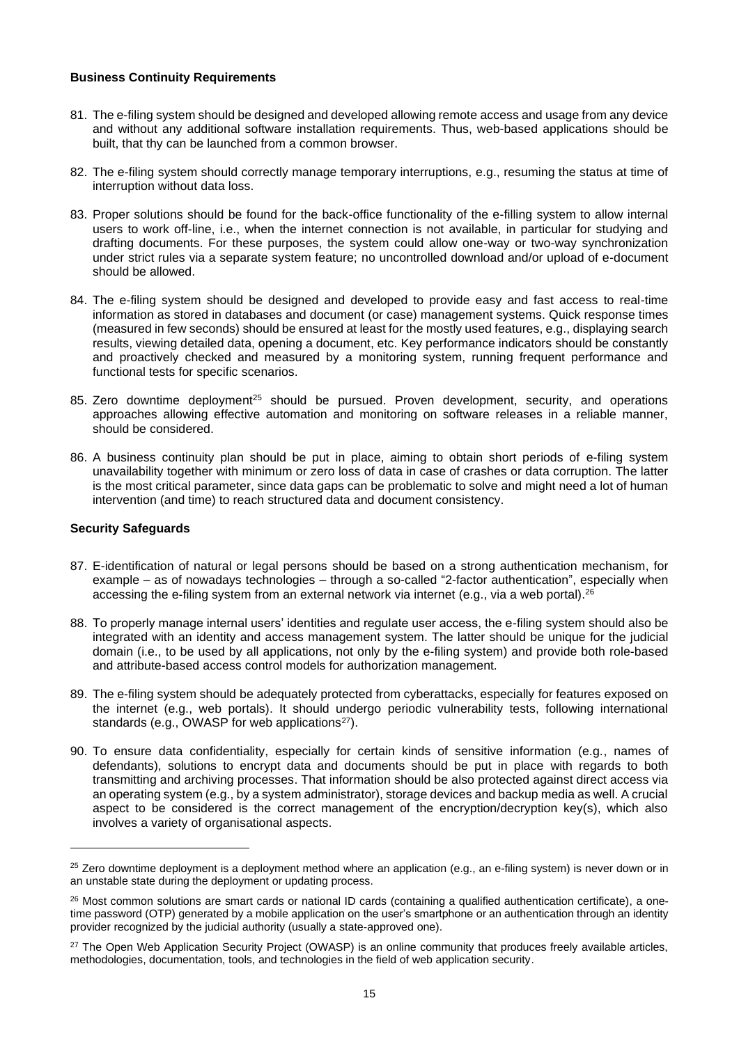**Business Continuity Requirements**

81. The e-filing system should be designed and developed allowing remote access and usage from any device and without any additional software installation requirements. Thus, web-based applications should be built, that thy can be launched from a common browser.

82. The e-filing system should correctly manage temporary interruptions, e.g., resuming the status at time of interruption without data loss.

83. Proper solutions should be found for the back-office functionality of the e-filling system to allow internal users to work off-line, i.e., when the internet connection is not available, in particular for studying and drafting documents. For these purposes, the system could allow one-way or two-way synchronization under strict rules via a separate system feature; no uncontrolled download and/or upload of e-document should be allowed.

84. The e-filing system should be designed and developed to provide easy and fast access to real-time information as stored in databases and document (or case) management systems. Quick response times (measured in few seconds) should be ensured at least for the mostly used features, e.g., displaying search results, viewing detailed data, opening a document, etc. Key performance indicators should be constantly and proactively checked and measured by a monitoring system, running frequent performance and functional tests for specific scenarios.

85. Zero downtime deployment[25] should be pursued. Proven development, security, and operations approaches allowing effective automation and monitoring on software releases in a reliable manner, should be considered.

86. A business continuity plan should be put in place, aiming to obtain short periods of e-filing system unavailability together with minimum or zero loss of data in case of crashes or data corruption. The latter is the most critical parameter, since data gaps can be problematic to solve and might need a lot of human intervention (and time) to reach structured data and document consistency.

**Security Safeguards**

87. E-identification of natural or legal persons should be based on a strong authentication mechanism, for example – as of nowadays technologies – through a so-called "2-factor authentication", especially when accessing the e-filing system from an external network via internet (e.g., via a web portal).[26]

88. To properly manage internal users' identities and regulate user access, the e-filing system should also be integrated with an identity and access management system. The latter should be unique for the judicial domain (i.e., to be used by all applications, not only by the e-filing system) and provide both role-based and attribute-based access control models for authorization management.

89. The e-filing system should be adequately protected from cyberattacks, especially for features exposed on the internet (e.g., web portals). It should undergo periodic vulnerability tests, following international standards (e.g., OWASP for web applications[27]).

90. To ensure data confidentiality, especially for certain kinds of sensitive information (e.g., names of defendants), solutions to encrypt data and documents should be put in place with regards to both transmitting and archiving processes. That information should be also protected against direct access via an operating system (e.g., by a system administrator), storage devices and backup media as well. A crucial aspect to be considered is the correct management of the encryption/decryption key(s), which also involves a variety of organisational aspects.

---

[25] Zero downtime deployment is a deployment method where an application (e.g., an e-filing system) is never down or in an unstable state during the deployment or updating process.

[26] Most common solutions are smart cards or national ID cards (containing a qualified authentication certificate), a one-time password (OTP) generated by a mobile application on the user's smartphone or an authentication through an identity provider recognized by the judicial authority (usually a state-approved one).

[27] The Open Web Application Security Project (OWASP) is an online community that produces freely available articles, methodologies, documentation, tools, and technologies in the field of web application security.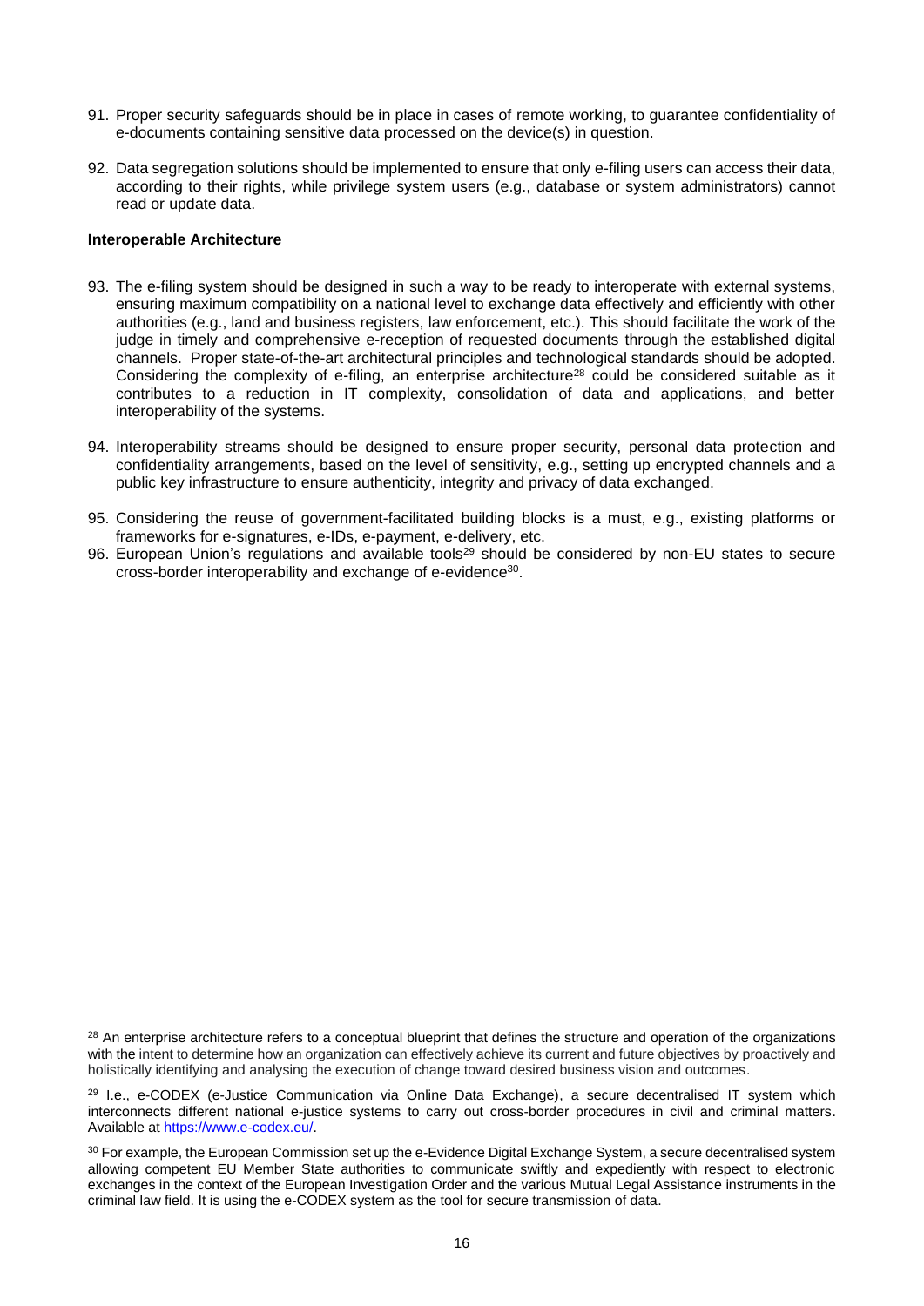91. Proper security safeguards should be in place in cases of remote working, to guarantee confidentiality of e-documents containing sensitive data processed on the device(s) in question.

92. Data segregation solutions should be implemented to ensure that only e-filing users can access their data, according to their rights, while privilege system users (e.g., database or system administrators) cannot read or update data.

**Interoperable Architecture**

93. The e-filing system should be designed in such a way to be ready to interoperate with external systems, ensuring maximum compatibility on a national level to exchange data effectively and efficiently with other authorities (e.g., land and business registers, law enforcement, etc.). This should facilitate the work of the judge in timely and comprehensive e-reception of requested documents through the established digital channels. Proper state-of-the-art architectural principles and technological standards should be adopted. Considering the complexity of e-filing, an enterprise architecture[28] could be considered suitable as it contributes to a reduction in IT complexity, consolidation of data and applications, and better interoperability of the systems.

94. Interoperability streams should be designed to ensure proper security, personal data protection and confidentiality arrangements, based on the level of sensitivity, e.g., setting up encrypted channels and a public key infrastructure to ensure authenticity, integrity and privacy of data exchanged.

95. Considering the reuse of government-facilitated building blocks is a must, e.g., existing platforms or frameworks for e-signatures, e-IDs, e-payment, e-delivery, etc.

96. European Union's regulations and available tools[29] should be considered by non-EU states to secure cross-border interoperability and exchange of e-evidence[30].

---

[28] An enterprise architecture refers to a conceptual blueprint that defines the structure and operation of the organizations with the intent to determine how an organization can effectively achieve its current and future objectives by proactively and holistically identifying and analysing the execution of change toward desired business vision and outcomes.

[29] I.e., e-CODEX (e-Justice Communication via Online Data Exchange), a secure decentralised IT system which interconnects different national e-justice systems to carry out cross-border procedures in civil and criminal matters. Available at https://www.e-codex.eu/.

[30] For example, the European Commission set up the e-Evidence Digital Exchange System, a secure decentralised system allowing competent EU Member State authorities to communicate swiftly and expediently with respect to electronic exchanges in the context of the European Investigation Order and the various Mutual Legal Assistance instruments in the criminal law field. It is using the e-CODEX system as the tool for secure transmission of data.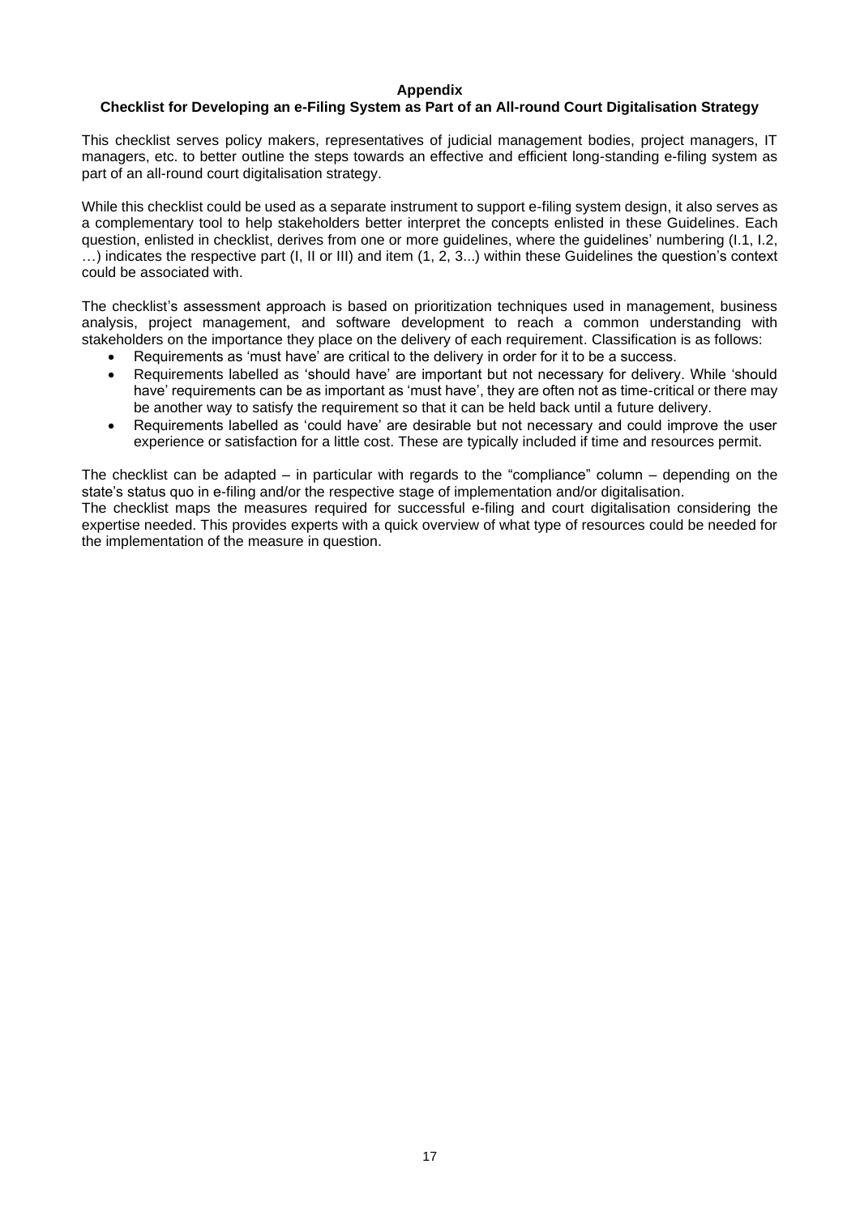## Appendix

### Checklist for Developing an e-Filing System as Part of an All-round Court Digitalisation Strategy

This checklist serves policy makers, representatives of judicial management bodies, project managers, IT managers, etc. to better outline the steps towards an effective and efficient long-standing e-filing system as part of an all-round court digitalisation strategy.

While this checklist could be used as a separate instrument to support e-filing system design, it also serves as a complementary tool to help stakeholders better interpret the concepts enlisted in these Guidelines. Each question, enlisted in checklist, derives from one or more guidelines, where the guidelines' numbering (I.1, I.2, …) indicates the respective part (I, II or III) and item (1, 2, 3...) within these Guidelines the question's context could be associated with.

The checklist's assessment approach is based on prioritization techniques used in management, business analysis, project management, and software development to reach a common understanding with stakeholders on the importance they place on the delivery of each requirement. Classification is as follows:

- Requirements as 'must have' are critical to the delivery in order for it to be a success.
- Requirements labelled as 'should have' are important but not necessary for delivery. While 'should have' requirements can be as important as 'must have', they are often not as time-critical or there may be another way to satisfy the requirement so that it can be held back until a future delivery.
- Requirements labelled as 'could have' are desirable but not necessary and could improve the user experience or satisfaction for a little cost. These are typically included if time and resources permit.

The checklist can be adapted – in particular with regards to the "compliance" column – depending on the state's status quo in e-filing and/or the respective stage of implementation and/or digitalisation.
The checklist maps the measures required for successful e-filing and court digitalisation considering the expertise needed. This provides experts with a quick overview of what type of resources could be needed for the implementation of the measure in question.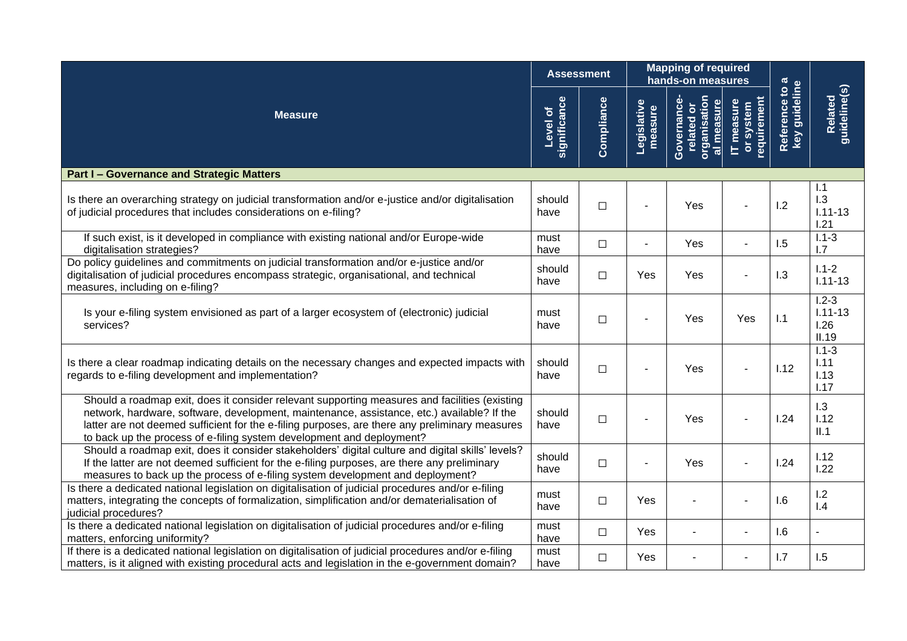| Measure | Assessment | | Mapping of required hands-on measures | | | Reference to a key guideline | Related guideline(s) |
|---|---|---|---|---|---|---|---|
| | Level of significance | Compliance | Legislative measure | Governance-related or organisational measure | IT measure or system requirement | | |
| **Part I – Governance and Strategic Matters** | | | | | | | |
| Is there an overarching strategy on judicial transformation and/or e-justice and/or digitalisation of judicial procedures that includes considerations on e-filing? | should have | ☐ | - | Yes | - | I.2 | I.1 I.3 I.11-13 I.21 |
| If such exist, is it developed in compliance with existing national and/or Europe-wide digitalisation strategies? | must have | ☐ | - | Yes | - | I.5 | I.1-3 I.7 |
| Do policy guidelines and commitments on judicial transformation and/or e-justice and/or digitalisation of judicial procedures encompass strategic, organisational, and technical measures, including on e-filing? | should have | ☐ | Yes | Yes | - | I.3 | I.1-2 I.11-13 |
| Is your e-filing system envisioned as part of a larger ecosystem of (electronic) judicial services? | must have | ☐ | - | Yes | Yes | I.1 | I.2-3 I.11-13 I.26 II.19 |
| Is there a clear roadmap indicating details on the necessary changes and expected impacts with regards to e-filing development and implementation? | should have | ☐ | - | Yes | - | I.12 | I.1-3 I.11 I.13 I.17 |
| Should a roadmap exit, does it consider relevant supporting measures and facilities (existing network, hardware, software, development, maintenance, assistance, etc.) available? If the latter are not deemed sufficient for the e-filing purposes, are there any preliminary measures to back up the process of e-filing system development and deployment? | should have | ☐ | - | Yes | - | I.24 | I.3 I.12 II.1 |
| Should a roadmap exit, does it consider stakeholders' digital culture and digital skills' levels? If the latter are not deemed sufficient for the e-filing purposes, are there any preliminary measures to back up the process of e-filing system development and deployment? | should have | ☐ | - | Yes | - | I.24 | I.12 I.22 |
| Is there a dedicated national legislation on digitalisation of judicial procedures and/or e-filing matters, integrating the concepts of formalization, simplification and/or dematerialisation of judicial procedures? | must have | ☐ | Yes | - | - | I.6 | I.2 I.4 |
| Is there a dedicated national legislation on digitalisation of judicial procedures and/or e-filing matters, enforcing uniformity? | must have | ☐ | Yes | - | - | I.6 | - |
| If there is a dedicated national legislation on digitalisation of judicial procedures and/or e-filing matters, is it aligned with existing procedural acts and legislation in the e-government domain? | must have | ☐ | Yes | - | - | I.7 | I.5 |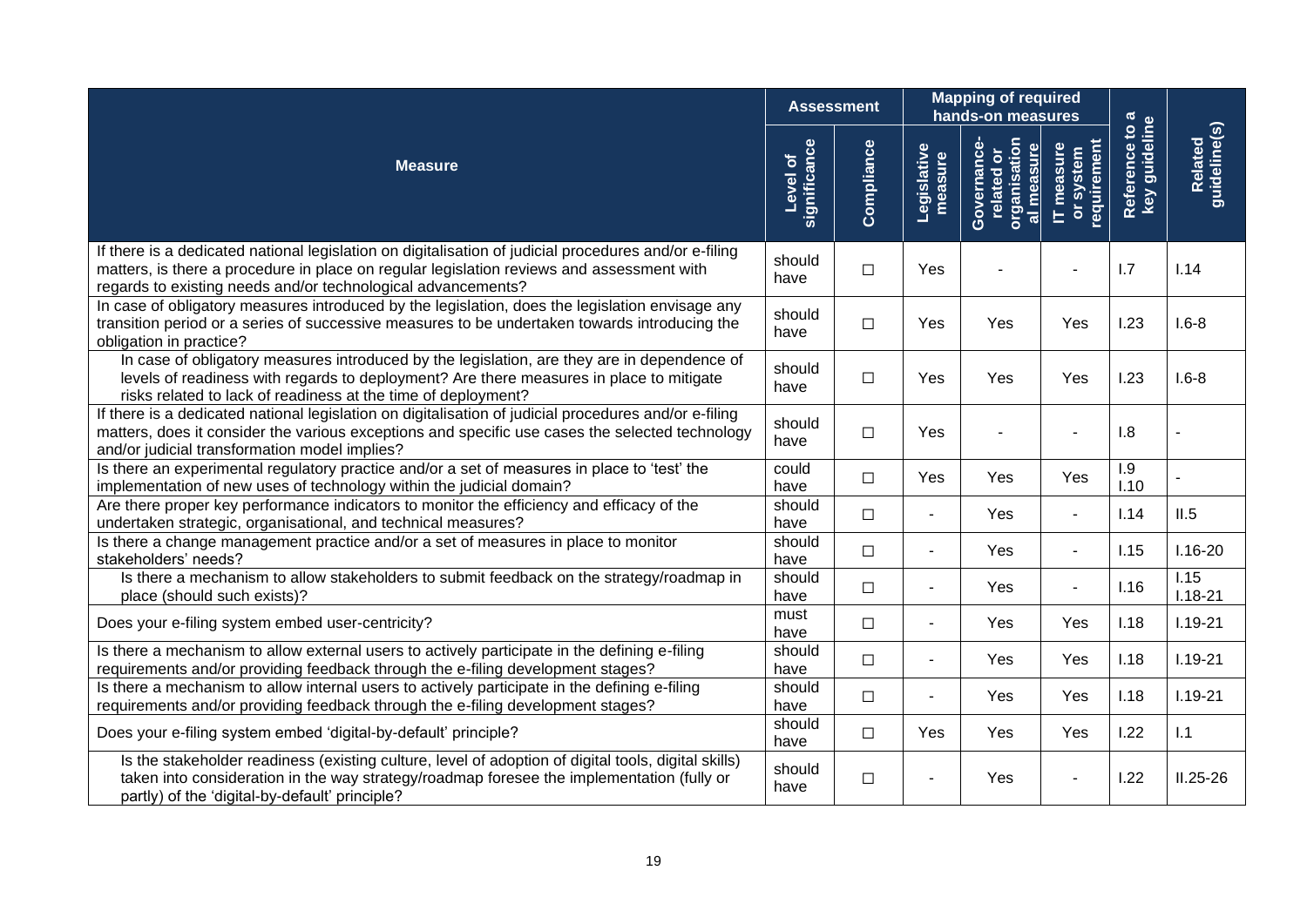| Measure | Assessment | | Mapping of required hands-on measures | | | Reference to a key guideline | Related guideline(s) |
|---|---|---|---|---|---|---|---|
| | Level of significance | Compliance | Legislative measure | Governance-related or organisational measure | IT measure or system requirement | | |
| If there is a dedicated national legislation on digitalisation of judicial procedures and/or e-filing matters, is there a procedure in place on regular legislation reviews and assessment with regards to existing needs and/or technological advancements? | should have | ☐ | Yes | - | - | I.7 | I.14 |
| In case of obligatory measures introduced by the legislation, does the legislation envisage any transition period or a series of successive measures to be undertaken towards introducing the obligation in practice? | should have | ☐ | Yes | Yes | Yes | I.23 | I.6-8 |
| In case of obligatory measures introduced by the legislation, are they are in dependence of levels of readiness with regards to deployment? Are there measures in place to mitigate risks related to lack of readiness at the time of deployment? | should have | ☐ | Yes | Yes | Yes | I.23 | I.6-8 |
| If there is a dedicated national legislation on digitalisation of judicial procedures and/or e-filing matters, does it consider the various exceptions and specific use cases the selected technology and/or judicial transformation model implies? | should have | ☐ | Yes | - | - | I.8 | - |
| Is there an experimental regulatory practice and/or a set of measures in place to 'test' the implementation of new uses of technology within the judicial domain? | could have | ☐ | Yes | Yes | Yes | I.9 I.10 | - |
| Are there proper key performance indicators to monitor the efficiency and efficacy of the undertaken strategic, organisational, and technical measures? | should have | ☐ | - | Yes | - | I.14 | II.5 |
| Is there a change management practice and/or a set of measures in place to monitor stakeholders' needs? | should have | ☐ | - | Yes | - | I.15 | I.16-20 |
| Is there a mechanism to allow stakeholders to submit feedback on the strategy/roadmap in place (should such exists)? | should have | ☐ | - | Yes | - | I.16 | I.15 I.18-21 |
| Does your e-filing system embed user-centricity? | must have | ☐ | - | Yes | Yes | I.18 | I.19-21 |
| Is there a mechanism to allow external users to actively participate in the defining e-filing requirements and/or providing feedback through the e-filing development stages? | should have | ☐ | - | Yes | Yes | I.18 | I.19-21 |
| Is there a mechanism to allow internal users to actively participate in the defining e-filing requirements and/or providing feedback through the e-filing development stages? | should have | ☐ | - | Yes | Yes | I.18 | I.19-21 |
| Does your e-filing system embed 'digital-by-default' principle? | should have | ☐ | Yes | Yes | Yes | I.22 | I.1 |
| Is the stakeholder readiness (existing culture, level of adoption of digital tools, digital skills) taken into consideration in the way strategy/roadmap foresee the implementation (fully or partly) of the 'digital-by-default' principle? | should have | ☐ | - | Yes | - | I.22 | II.25-26 |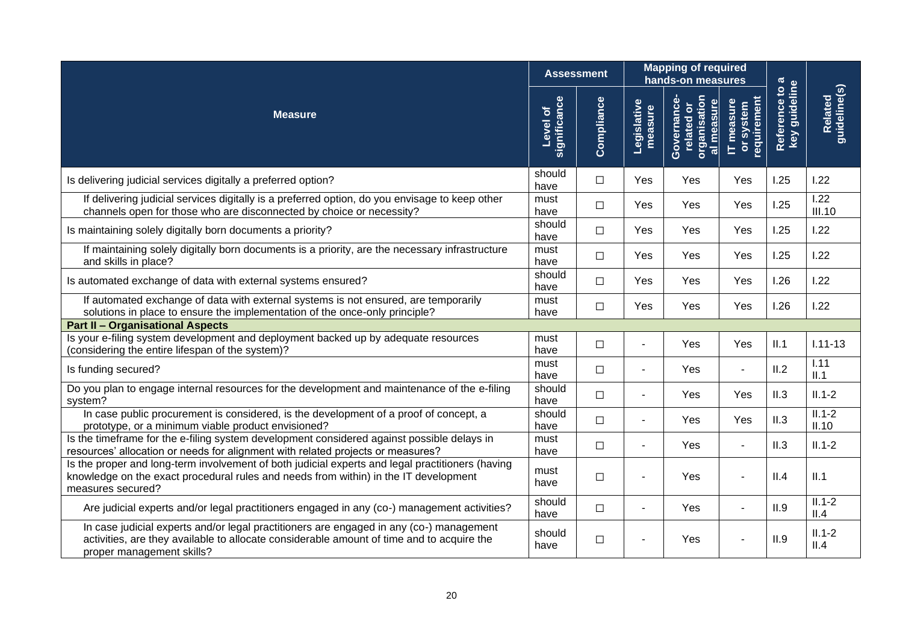| Measure | Assessment | | Mapping of required hands-on measures | | | Reference to a key guideline | Related guideline(s) |
|---|---|---|---|---|---|---|---|
| | Level of significance | Compliance | Legislative measure | Governance-related or organisational measure | IT measure or system requirement | | |
| Is delivering judicial services digitally a preferred option? | should have | ☐ | Yes | Yes | Yes | I.25 | I.22 |
| If delivering judicial services digitally is a preferred option, do you envisage to keep other channels open for those who are disconnected by choice or necessity? | must have | ☐ | Yes | Yes | Yes | I.25 | I.22 III.10 |
| Is maintaining solely digitally born documents a priority? | should have | ☐ | Yes | Yes | Yes | I.25 | I.22 |
| If maintaining solely digitally born documents is a priority, are the necessary infrastructure and skills in place? | must have | ☐ | Yes | Yes | Yes | I.25 | I.22 |
| Is automated exchange of data with external systems ensured? | should have | ☐ | Yes | Yes | Yes | I.26 | I.22 |
| If automated exchange of data with external systems is not ensured, are temporarily solutions in place to ensure the implementation of the once-only principle? | must have | ☐ | Yes | Yes | Yes | I.26 | I.22 |
| **Part II – Organisational Aspects** | | | | | | | |
| Is your e-filing system development and deployment backed up by adequate resources (considering the entire lifespan of the system)? | must have | ☐ | - | Yes | Yes | II.1 | I.11-13 |
| Is funding secured? | must have | ☐ | - | Yes | - | II.2 | I.11 II.1 |
| Do you plan to engage internal resources for the development and maintenance of the e-filing system? | should have | ☐ | - | Yes | Yes | II.3 | II.1-2 |
| In case public procurement is considered, is the development of a proof of concept, a prototype, or a minimum viable product envisioned? | should have | ☐ | - | Yes | Yes | II.3 | II.1-2 II.10 |
| Is the timeframe for the e-filing system development considered against possible delays in resources' allocation or needs for alignment with related projects or measures? | must have | ☐ | - | Yes | - | II.3 | II.1-2 |
| Is the proper and long-term involvement of both judicial experts and legal practitioners (having knowledge on the exact procedural rules and needs from within) in the IT development measures secured? | must have | ☐ | - | Yes | - | II.4 | II.1 |
| Are judicial experts and/or legal practitioners engaged in any (co-) management activities? | should have | ☐ | - | Yes | - | II.9 | II.1-2 II.4 |
| In case judicial experts and/or legal practitioners are engaged in any (co-) management activities, are they available to allocate considerable amount of time and to acquire the proper management skills? | should have | ☐ | - | Yes | - | II.9 | II.1-2 II.4 |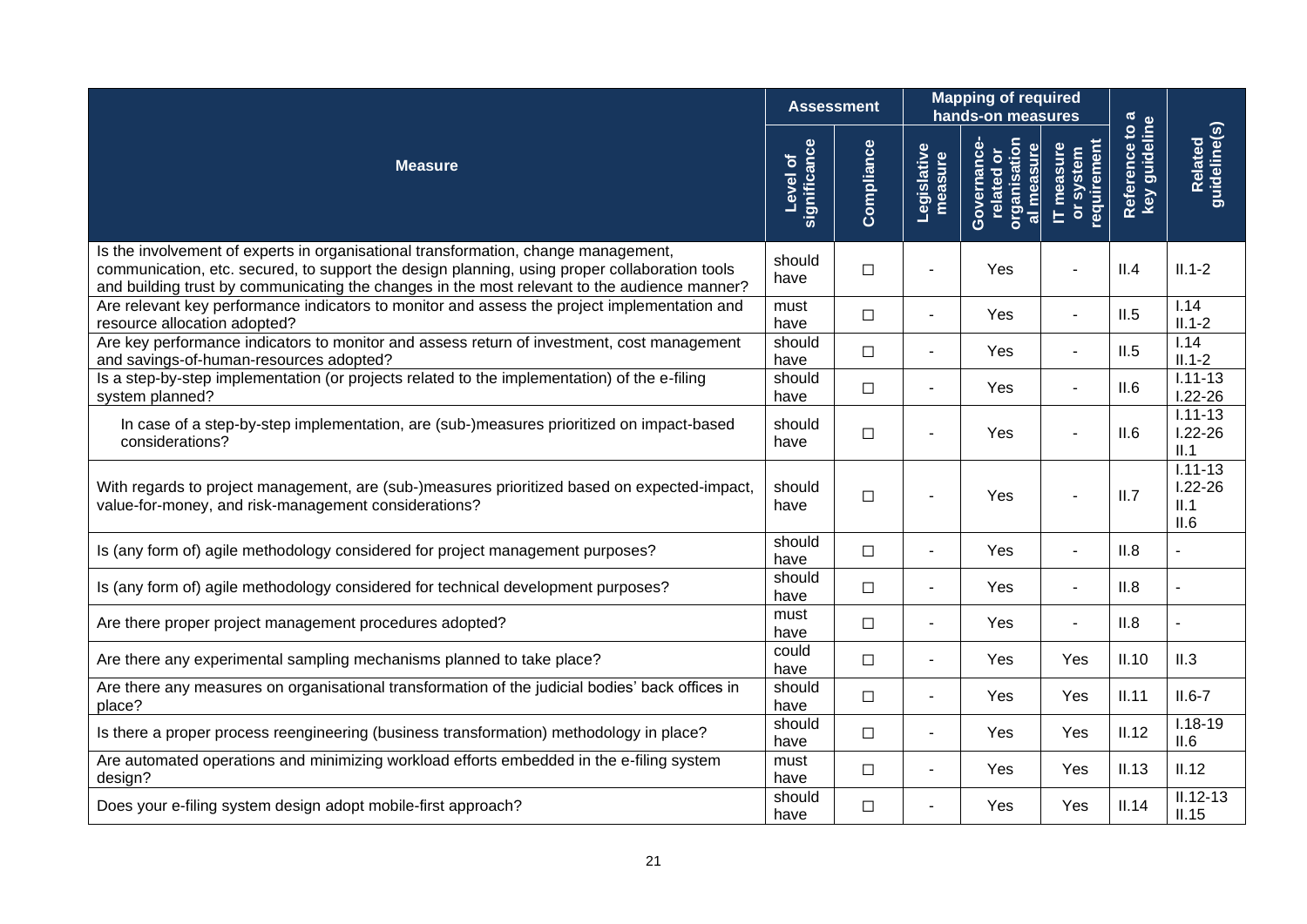| Measure | Assessment | | Mapping of required hands-on measures | | | Reference to a key guideline | Related guideline(s) |
|---|---|---|---|---|---|---|---|
| | Level of significance | Compliance | Legislative measure | Governance-related or organisational measure | IT measure or system requirement | | |
| Is the involvement of experts in organisational transformation, change management, communication, etc. secured, to support the design planning, using proper collaboration tools and building trust by communicating the changes in the most relevant to the audience manner? | should have | ☐ | - | Yes | - | II.4 | II.1-2 |
| Are relevant key performance indicators to monitor and assess the project implementation and resource allocation adopted? | must have | ☐ | - | Yes | - | II.5 | I.14<br>II.1-2 |
| Are key performance indicators to monitor and assess return of investment, cost management and savings-of-human-resources adopted? | should have | ☐ | - | Yes | - | II.5 | I.14<br>II.1-2 |
| Is a step-by-step implementation (or projects related to the implementation) of the e-filing system planned? | should have | ☐ | - | Yes | - | II.6 | I.11-13<br>I.22-26 |
| In case of a step-by-step implementation, are (sub-)measures prioritized on impact-based considerations? | should have | ☐ | - | Yes | - | II.6 | I.11-13<br>I.22-26<br>II.1 |
| With regards to project management, are (sub-)measures prioritized based on expected-impact, value-for-money, and risk-management considerations? | should have | ☐ | - | Yes | - | II.7 | I.11-13<br>I.22-26<br>II.1<br>II.6 |
| Is (any form of) agile methodology considered for project management purposes? | should have | ☐ | - | Yes | - | II.8 | - |
| Is (any form of) agile methodology considered for technical development purposes? | should have | ☐ | - | Yes | - | II.8 | - |
| Are there proper project management procedures adopted? | must have | ☐ | - | Yes | - | II.8 | - |
| Are there any experimental sampling mechanisms planned to take place? | could have | ☐ | - | Yes | Yes | II.10 | II.3 |
| Are there any measures on organisational transformation of the judicial bodies' back offices in place? | should have | ☐ | - | Yes | Yes | II.11 | II.6-7 |
| Is there a proper process reengineering (business transformation) methodology in place? | should have | ☐ | - | Yes | Yes | II.12 | I.18-19<br>II.6 |
| Are automated operations and minimizing workload efforts embedded in the e-filing system design? | must have | ☐ | - | Yes | Yes | II.13 | II.12 |
| Does your e-filing system design adopt mobile-first approach? | should have | ☐ | - | Yes | Yes | II.14 | II.12-13<br>II.15 |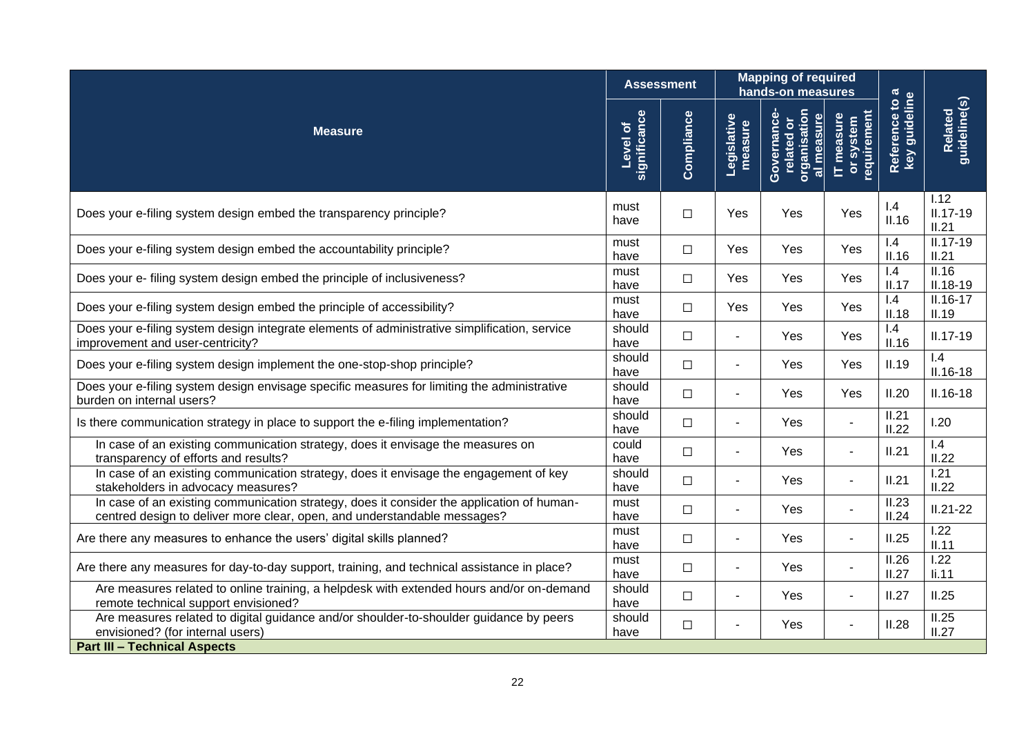| Measure | Assessment | | Mapping of required hands-on measures | | | Reference to a key guideline | Related guideline(s) |
|---|---|---|---|---|---|---|---|
| | Level of significance | Compliance | Legislative measure | Governance-related or organisational measure | IT measure or system requirement | | |
| Does your e-filing system design embed the transparency principle? | must have | ☐ | Yes | Yes | Yes | I.4 II.16 | I.12 II.17-19 II.21 |
| Does your e-filing system design embed the accountability principle? | must have | ☐ | Yes | Yes | Yes | I.4 II.16 | II.17-19 II.21 |
| Does your e- filing system design embed the principle of inclusiveness? | must have | ☐ | Yes | Yes | Yes | I.4 II.17 | II.16 II.18-19 |
| Does your e-filing system design embed the principle of accessibility? | must have | ☐ | Yes | Yes | Yes | I.4 II.18 | II.16-17 II.19 |
| Does your e-filing system design integrate elements of administrative simplification, service improvement and user-centricity? | should have | ☐ | - | Yes | Yes | I.4 II.16 | II.17-19 |
| Does your e-filing system design implement the one-stop-shop principle? | should have | ☐ | - | Yes | Yes | II.19 | I.4 II.16-18 |
| Does your e-filing system design envisage specific measures for limiting the administrative burden on internal users? | should have | ☐ | - | Yes | Yes | II.20 | II.16-18 |
| Is there communication strategy in place to support the e-filing implementation? | should have | ☐ | - | Yes | - | II.21 II.22 | I.20 |
| In case of an existing communication strategy, does it envisage the measures on transparency of efforts and results? | could have | ☐ | - | Yes | - | II.21 | I.4 II.22 |
| In case of an existing communication strategy, does it envisage the engagement of key stakeholders in advocacy measures? | should have | ☐ | - | Yes | - | II.21 | I.21 II.22 |
| In case of an existing communication strategy, does it consider the application of human-centred design to deliver more clear, open, and understandable messages? | must have | ☐ | - | Yes | - | II.23 II.24 | II.21-22 |
| Are there any measures to enhance the users' digital skills planned? | must have | ☐ | - | Yes | - | II.25 | I.22 II.11 |
| Are there any measures for day-to-day support, training, and technical assistance in place? | must have | ☐ | - | Yes | - | II.26 II.27 | I.22 Ii.11 |
| Are measures related to online training, a helpdesk with extended hours and/or on-demand remote technical support envisioned? | should have | ☐ | - | Yes | - | II.27 | II.25 |
| Are measures related to digital guidance and/or shoulder-to-shoulder guidance by peers envisioned? (for internal users) | should have | ☐ | - | Yes | - | II.28 | II.25 II.27 |
| **Part III – Technical Aspects** | | | | | | | |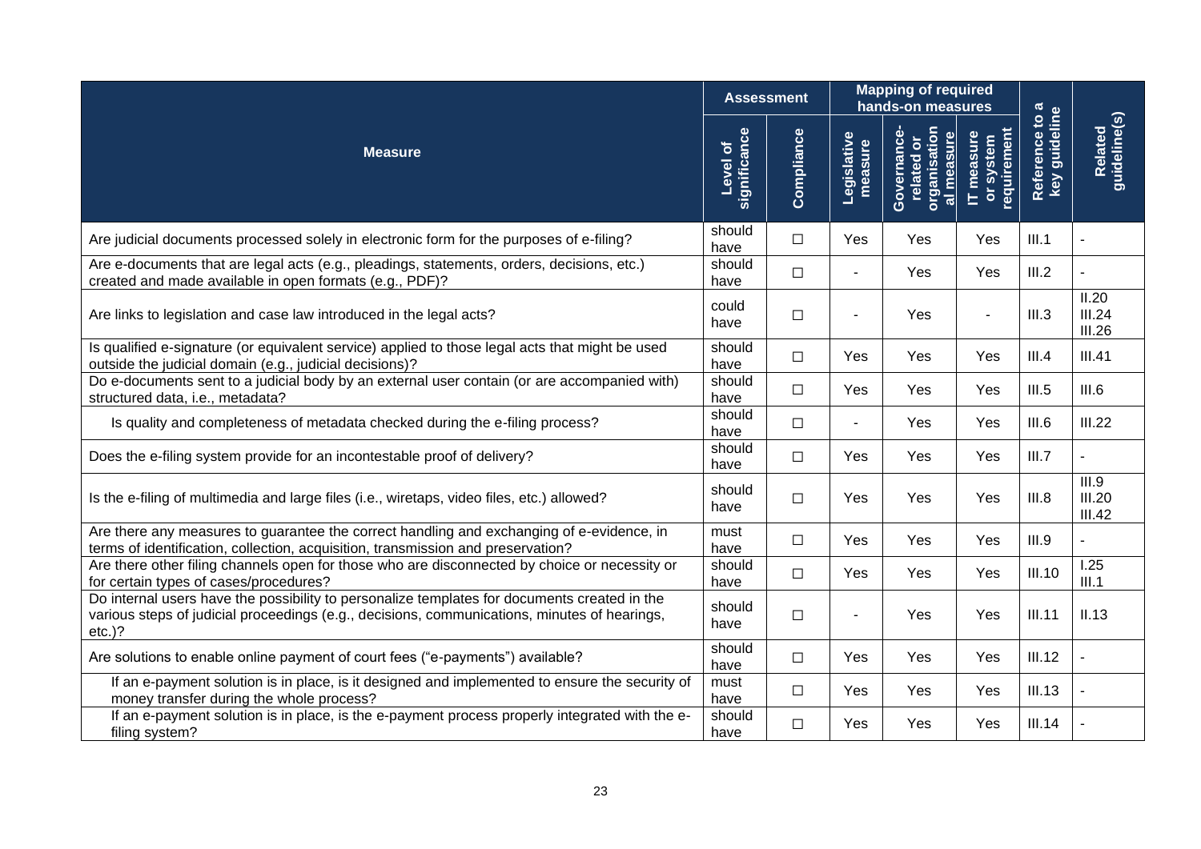| Measure | Assessment | | Mapping of required hands-on measures | | | Reference to a key guideline | Related guideline(s) |
|---|---|---|---|---|---|---|---|
| | Level of significance | Compliance | Legislative measure | Governance-related or organisational measure | IT measure or system requirement | | |
| Are judicial documents processed solely in electronic form for the purposes of e-filing? | should have | ☐ | Yes | Yes | Yes | III.1 | - |
| Are e-documents that are legal acts (e.g., pleadings, statements, orders, decisions, etc.) created and made available in open formats (e.g., PDF)? | should have | ☐ | - | Yes | Yes | III.2 | - |
| Are links to legislation and case law introduced in the legal acts? | could have | ☐ | - | Yes | - | III.3 | II.20 III.24 III.26 |
| Is qualified e-signature (or equivalent service) applied to those legal acts that might be used outside the judicial domain (e.g., judicial decisions)? | should have | ☐ | Yes | Yes | Yes | III.4 | III.41 |
| Do e-documents sent to a judicial body by an external user contain (or are accompanied with) structured data, i.e., metadata? | should have | ☐ | Yes | Yes | Yes | III.5 | III.6 |
| Is quality and completeness of metadata checked during the e-filing process? | should have | ☐ | - | Yes | Yes | III.6 | III.22 |
| Does the e-filing system provide for an incontestable proof of delivery? | should have | ☐ | Yes | Yes | Yes | III.7 | - |
| Is the e-filing of multimedia and large files (i.e., wiretaps, video files, etc.) allowed? | should have | ☐ | Yes | Yes | Yes | III.8 | III.9 III.20 III.42 |
| Are there any measures to guarantee the correct handling and exchanging of e-evidence, in terms of identification, collection, acquisition, transmission and preservation? | must have | ☐ | Yes | Yes | Yes | III.9 | - |
| Are there other filing channels open for those who are disconnected by choice or necessity or for certain types of cases/procedures? | should have | ☐ | Yes | Yes | Yes | III.10 | I.25 III.1 |
| Do internal users have the possibility to personalize templates for documents created in the various steps of judicial proceedings (e.g., decisions, communications, minutes of hearings, etc.)? | should have | ☐ | - | Yes | Yes | III.11 | II.13 |
| Are solutions to enable online payment of court fees ("e-payments") available? | should have | ☐ | Yes | Yes | Yes | III.12 | - |
| If an e-payment solution is in place, is it designed and implemented to ensure the security of money transfer during the whole process? | must have | ☐ | Yes | Yes | Yes | III.13 | - |
| If an e-payment solution is in place, is the e-payment process properly integrated with the e-filing system? | should have | ☐ | Yes | Yes | Yes | III.14 | - |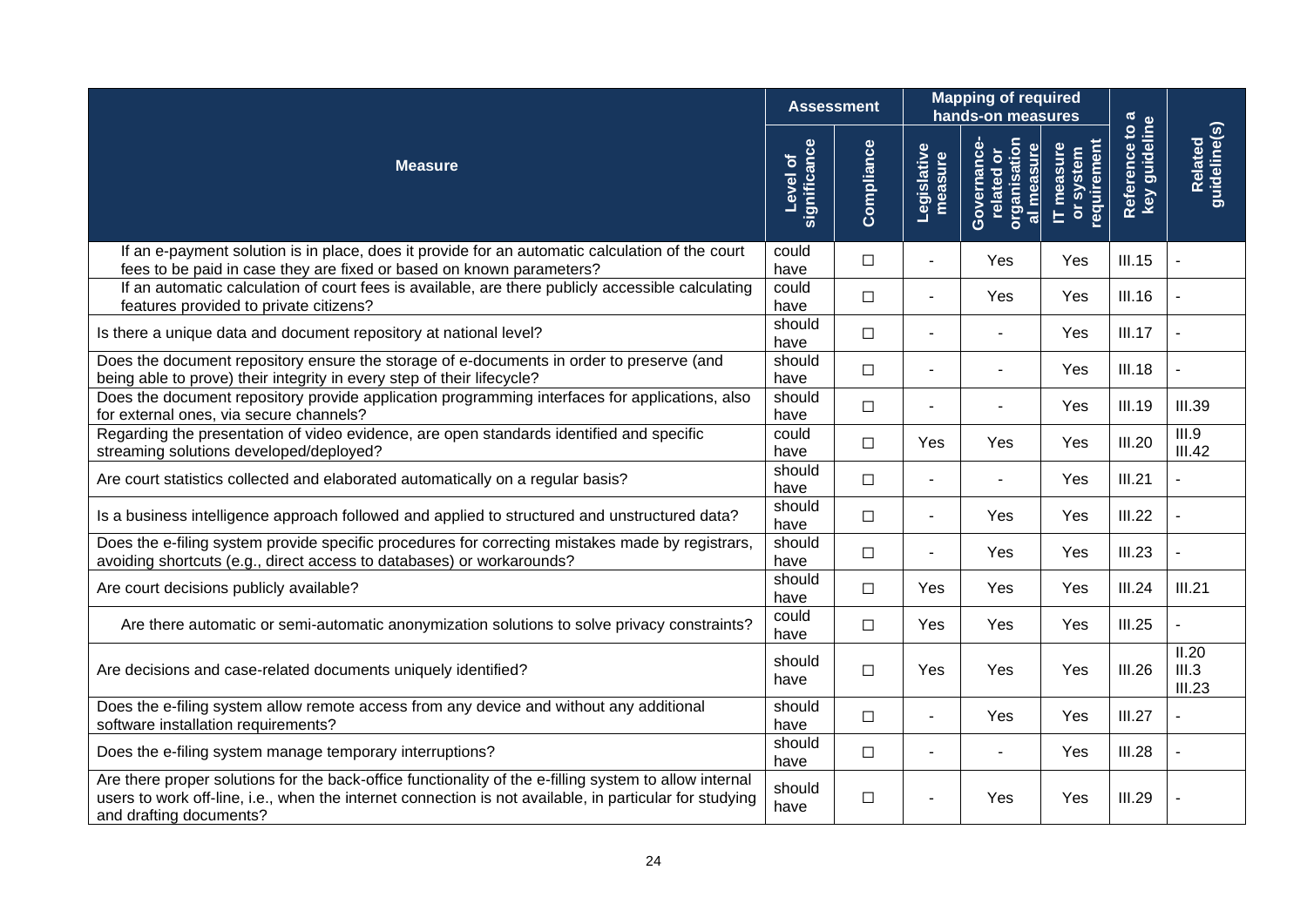| Measure | Assessment | | Mapping of required hands-on measures | | | Reference to a key guideline | Related guideline(s) |
|---|---|---|---|---|---|---|---|
| | Level of significance | Compliance | Legislative measure | Governance-related or organisational measure | IT measure or system requirement | | |
| If an e-payment solution is in place, does it provide for an automatic calculation of the court fees to be paid in case they are fixed or based on known parameters? | could have | ☐ | - | Yes | Yes | III.15 | - |
| If an automatic calculation of court fees is available, are there publicly accessible calculating features provided to private citizens? | could have | ☐ | - | Yes | Yes | III.16 | - |
| Is there a unique data and document repository at national level? | should have | ☐ | - | - | Yes | III.17 | - |
| Does the document repository ensure the storage of e-documents in order to preserve (and being able to prove) their integrity in every step of their lifecycle? | should have | ☐ | - | - | Yes | III.18 | - |
| Does the document repository provide application programming interfaces for applications, also for external ones, via secure channels? | should have | ☐ | - | - | Yes | III.19 | III.39 |
| Regarding the presentation of video evidence, are open standards identified and specific streaming solutions developed/deployed? | could have | ☐ | Yes | Yes | Yes | III.20 | III.9 III.42 |
| Are court statistics collected and elaborated automatically on a regular basis? | should have | ☐ | - | - | Yes | III.21 | - |
| Is a business intelligence approach followed and applied to structured and unstructured data? | should have | ☐ | - | Yes | Yes | III.22 | - |
| Does the e-filing system provide specific procedures for correcting mistakes made by registrars, avoiding shortcuts (e.g., direct access to databases) or workarounds? | should have | ☐ | - | Yes | Yes | III.23 | - |
| Are court decisions publicly available? | should have | ☐ | Yes | Yes | Yes | III.24 | III.21 |
| Are there automatic or semi-automatic anonymization solutions to solve privacy constraints? | could have | ☐ | Yes | Yes | Yes | III.25 | - |
| Are decisions and case-related documents uniquely identified? | should have | ☐ | Yes | Yes | Yes | III.26 | II.20 III.3 III.23 |
| Does the e-filing system allow remote access from any device and without any additional software installation requirements? | should have | ☐ | - | Yes | Yes | III.27 | - |
| Does the e-filing system manage temporary interruptions? | should have | ☐ | - | - | Yes | III.28 | - |
| Are there proper solutions for the back-office functionality of the e-filling system to allow internal users to work off-line, i.e., when the internet connection is not available, in particular for studying and drafting documents? | should have | ☐ | - | Yes | Yes | III.29 | - |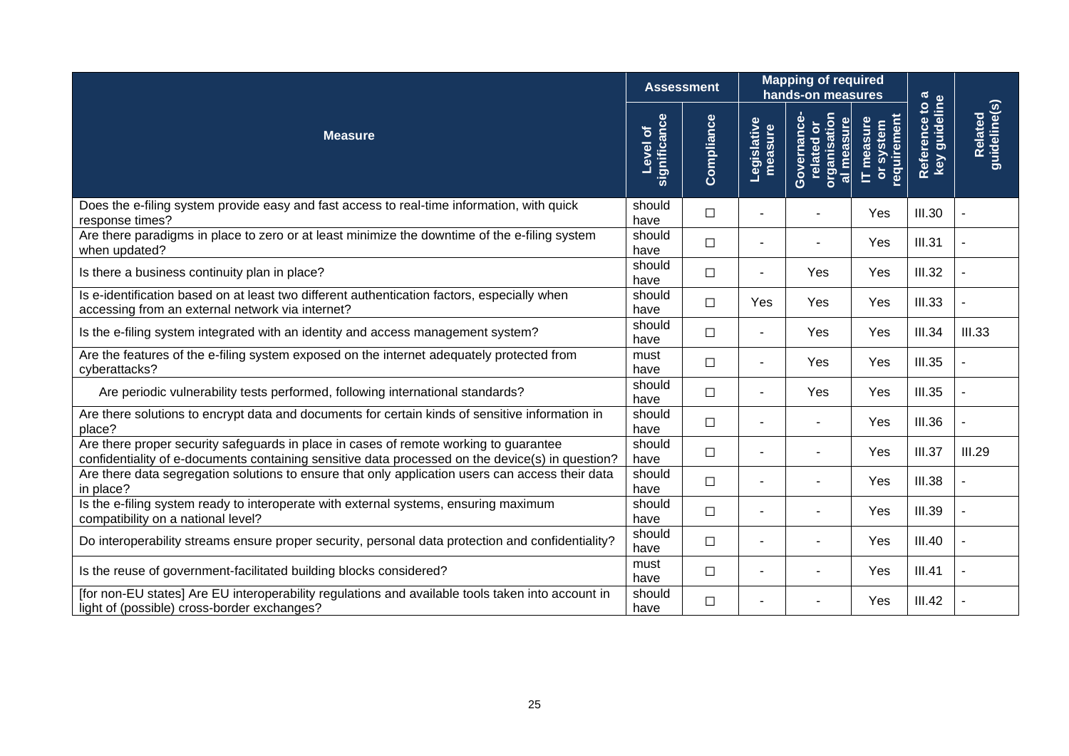| Measure | Assessment | | Mapping of required hands-on measures | | | Reference to a key guideline | Related guideline(s) |
|---|---|---|---|---|---|---|---|
| | Level of significance | Compliance | Legislative measure | Governance-related or organisational measure | IT measure or system requirement | | |
| Does the e-filing system provide easy and fast access to real-time information, with quick response times? | should have | ☐ | - | - | Yes | III.30 | - |
| Are there paradigms in place to zero or at least minimize the downtime of the e-filing system when updated? | should have | ☐ | - | - | Yes | III.31 | - |
| Is there a business continuity plan in place? | should have | ☐ | - | Yes | Yes | III.32 | - |
| Is e-identification based on at least two different authentication factors, especially when accessing from an external network via internet? | should have | ☐ | Yes | Yes | Yes | III.33 | - |
| Is the e-filing system integrated with an identity and access management system? | should have | ☐ | - | Yes | Yes | III.34 | III.33 |
| Are the features of the e-filing system exposed on the internet adequately protected from cyberattacks? | must have | ☐ | - | Yes | Yes | III.35 | - |
| Are periodic vulnerability tests performed, following international standards? | should have | ☐ | - | Yes | Yes | III.35 | - |
| Are there solutions to encrypt data and documents for certain kinds of sensitive information in place? | should have | ☐ | - | - | Yes | III.36 | - |
| Are there proper security safeguards in place in cases of remote working to guarantee confidentiality of e-documents containing sensitive data processed on the device(s) in question? | should have | ☐ | - | - | Yes | III.37 | III.29 |
| Are there data segregation solutions to ensure that only application users can access their data in place? | should have | ☐ | - | - | Yes | III.38 | - |
| Is the e-filing system ready to interoperate with external systems, ensuring maximum compatibility on a national level? | should have | ☐ | - | - | Yes | III.39 | - |
| Do interoperability streams ensure proper security, personal data protection and confidentiality? | should have | ☐ | - | - | Yes | III.40 | - |
| Is the reuse of government-facilitated building blocks considered? | must have | ☐ | - | - | Yes | III.41 | - |
| [for non-EU states] Are EU interoperability regulations and available tools taken into account in light of (possible) cross-border exchanges? | should have | ☐ | - | - | Yes | III.42 | - |